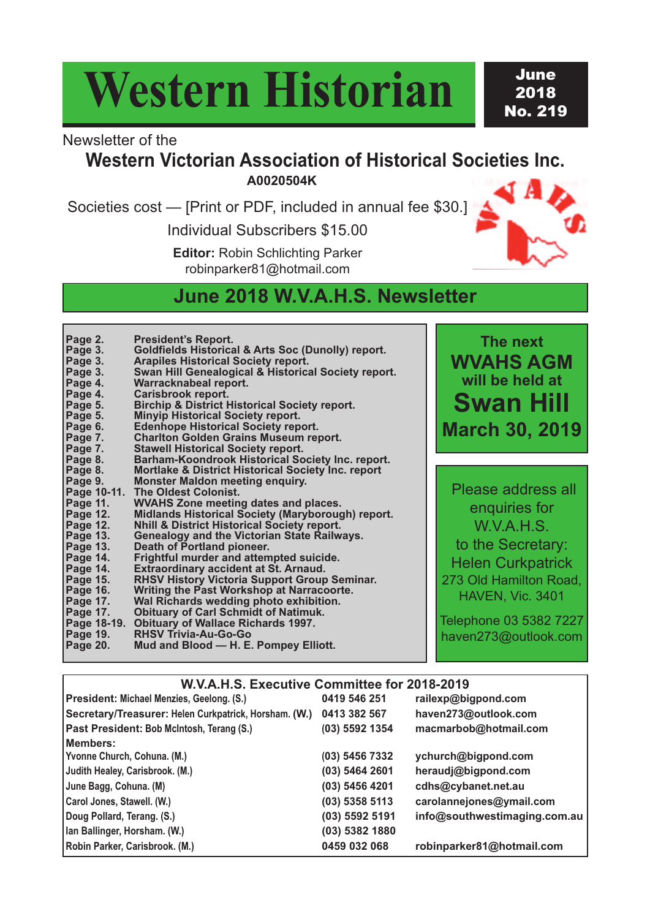# Western Historian

**June 2018 No. 219**

Newsletter of the

## Western Victorian Association of Historical Societies Inc.

**A0020504K**

Societies cost — [Print or PDF, included in annual fee $30.]

Individual Subscribers $15.00

**Editor:** Robin Schlichting Parker
robinparker81@hotmail.com

## June 2018 W.V.A.H.S. Newsletter

| | |
|---|---|
| **Page 2.** | **President's Report.** |
| **Page 3.** | **Goldfields Historical & Arts Soc (Dunolly) report.** |
| **Page 3.** | **Arapiles Historical Society report.** |
| **Page 3.** | **Swan Hill Genealogical & Historical Society report.** |
| **Page 4.** | **Warracknabeal report.** |
| **Page 4.** | **Carisbrook report.** |
| **Page 5.** | **Birchip & District Historical Society report.** |
| **Page 5.** | **Minyip Historical Society report.** |
| **Page 6.** | **Edenhope Historical Society report.** |
| **Page 7.** | **Charlton Golden Grains Museum report.** |
| **Page 7.** | **Stawell Historical Society report.** |
| **Page 8.** | **Barham-Koondrook Historical Society Inc. report.** |
| **Page 8.** | **Mortlake & District Historical Society Inc. report** |
| **Page 9.** | **Monster Maldon meeting enquiry.** |
| **Page 10-11.** | **The Oldest Colonist.** |
| **Page 11.** | **WVAHS Zone meeting dates and places.** |
| **Page 12.** | **Midlands Historical Society (Maryborough) report.** |
| **Page 12.** | **Nhill & District Historical Society report.** |
| **Page 13.** | **Genealogy and the Victorian State Railways.** |
| **Page 13.** | **Death of Portland pioneer.** |
| **Page 14.** | **Frightful murder and attempted suicide.** |
| **Page 14.** | **Extraordinary accident at St. Arnaud.** |
| **Page 15.** | **RHSV History Victoria Support Group Seminar.** |
| **Page 16.** | **Writing the Past Workshop at Narracoorte.** |
| **Page 17.** | **Wal Richards wedding photo exhibition.** |
| **Page 17.** | **Obituary of Carl Schmidt of Natimuk.** |
| **Page 18-19.** | **Obituary of Wallace Richards 1997.** |
| **Page 19.** | **RHSV Trivia-Au-Go-Go** |
| **Page 20.** | **Mud and Blood — H. E. Pompey Elliott.** |

**The next WVAHS AGM will be held at Swan Hill March 30, 2019**

Please address all enquiries for W.V.A.H.S. to the Secretary:
Helen Curkpatrick
273 Old Hamilton Road,
HAVEN, Vic. 3401

Telephone 03 5382 7227
haven273@outlook.com

### W.V.A.H.S. Executive Committee for 2018-2019

| | | |
|---|---|---|
| **President:** Michael Menzies, Geelong. (S.) | 0419 546 251 | railexp@bigpond.com |
| **Secretary/Treasurer:** Helen Curkpatrick, Horsham. (W.) | 0413 382 567 | haven273@outlook.com |
| **Past President:** Bob McIntosh, Terang (S.) | (03) 5592 1354 | macmarbob@hotmail.com |
| **Members:** | | |
| Yvonne Church, Cohuna. (M.) | (03) 5456 7332 | ychurch@bigpond.com |
| Judith Healey, Carisbrook. (M.) | (03) 5464 2601 | heraudj@bigpond.com |
| June Bagg, Cohuna. (M) | (03) 5456 4201 | cdhs@cybanet.net.au |
| Carol Jones, Stawell. (W.) | (03) 5358 5113 | carolannejones@ymail.com |
| Doug Pollard, Terang. (S.) | (03) 5592 5191 | info@southwestimaging.com.au |
| Ian Ballinger, Horsham. (W.) | (03) 5382 1880 | |
| Robin Parker, Carisbrook. (M.) | 0459 032 068 | robinparker81@hotmail.com |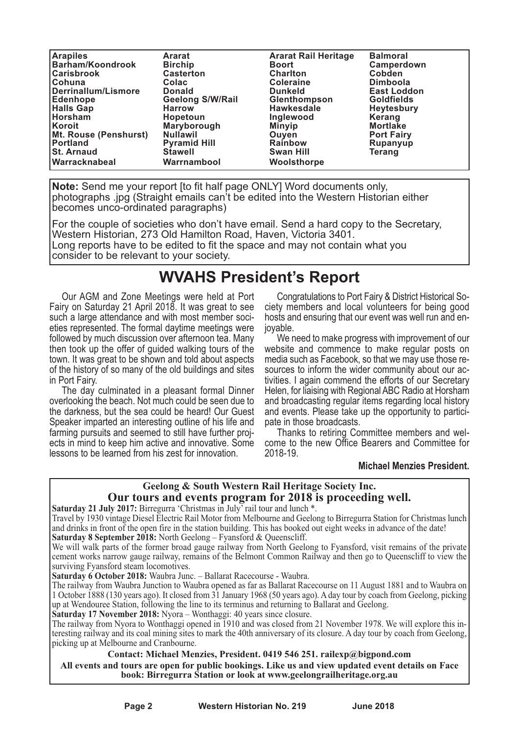| | | | |
|---|---|---|---|
| **Arapiles** | **Ararat** | **Ararat Rail Heritage** | **Balmoral** |
| **Barham/Koondrook** | **Birchip** | **Boort** | **Camperdown** |
| **Carisbrook** | **Casterton** | **Charlton** | **Cobden** |
| **Cohuna** | **Colac** | **Coleraine** | **Dimboola** |
| **Derrinallum/Lismore** | **Donald** | **Dunkeld** | **East Loddon** |
| **Edenhope** | **Geelong S/W/Rail** | **Glenthompson** | **Goldfields** |
| **Halls Gap** | **Harrow** | **Hawkesdale** | **Heytesbury** |
| **Horsham** | **Hopetoun** | **Inglewood** | **Kerang** |
| **Koroit** | **Maryborough** | **Minyip** | **Mortlake** |
| **Mt. Rouse (Penshurst)** | **Nullawil** | **Ouyen** | **Port Fairy** |
| **Portland** | **Pyramid Hill** | **Rainbow** | **Rupanyup** |
| **St. Arnaud** | **Stawell** | **Swan Hill** | **Terang** |
| **Warracknabeal** | **Warrnambool** | **Woolsthorpe** | |

**Note:** Send me your report [to fit half page ONLY] Word documents only, photographs .jpg (Straight emails can't be edited into the Western Historian either becomes unco-ordinated paragraphs)

For the couple of societies who don't have email. Send a hard copy to the Secretary, Western Historian, 273 Old Hamilton Road, Haven, Victoria 3401.
Long reports have to be edited to fit the space and may not contain what you consider to be relevant to your society.

# WVAHS President's Report

Our AGM and Zone Meetings were held at Port Fairy on Saturday 21 April 2018. It was great to see such a large attendance and with most member societies represented. The formal daytime meetings were followed by much discussion over afternoon tea. Many then took up the offer of guided walking tours of the town. It was great to be shown and told about aspects of the history of so many of the old buildings and sites in Port Fairy.

The day culminated in a pleasant formal Dinner overlooking the beach. Not much could be seen due to the darkness, but the sea could be heard! Our Guest Speaker imparted an interesting outline of his life and farming pursuits and seemed to still have further projects in mind to keep him active and innovative. Some lessons to be learned from his zest for innovation.

Congratulations to Port Fairy & District Historical Society members and local volunteers for being good hosts and ensuring that our event was well run and enjoyable.

We need to make progress with improvement of our website and commence to make regular posts on media such as Facebook, so that we may use those resources to inform the wider community about our activities. I again commend the efforts of our Secretary Helen, for liaising with Regional ABC Radio at Horsham and broadcasting regular items regarding local history and events. Please take up the opportunity to participate in those broadcasts.

Thanks to retiring Committee members and welcome to the new Office Bearers and Committee for 2018-19.

**Michael Menzies President.**

## Geelong & South Western Rail Heritage Society Inc.
## Our tours and events program for 2018 is proceeding well.

**Saturday 21 July 2017:** Birregurra 'Christmas in July' rail tour and lunch *.
Travel by 1930 vintage Diesel Electric Rail Motor from Melbourne and Geelong to Birregurra Station for Christmas lunch and drinks in front of the open fire in the station building. This has booked out eight weeks in advance of the date!

**Saturday 8 September 2018:** North Geelong – Fyansford & Queenscliff.
We will walk parts of the former broad gauge railway from North Geelong to Fyansford, visit remains of the private cement works narrow gauge railway, remains of the Belmont Common Railway and then go to Queenscliff to view the surviving Fyansford steam locomotives.

**Saturday 6 October 2018:** Waubra Junc. – Ballarat Racecourse - Waubra.
The railway from Waubra Junction to Waubra opened as far as Ballarat Racecourse on 11 August 1881 and to Waubra on 1 October 1888 (130 years ago). It closed from 31 January 1968 (50 years ago). A day tour by coach from Geelong, picking up at Wendouree Station, following the line to its terminus and returning to Ballarat and Geelong.

**Saturday 17 November 2018:** Nyora – Wonthaggi: 40 years since closure.
The railway from Nyora to Wonthaggi opened in 1910 and was closed from 21 November 1978. We will explore this interesting railway and its coal mining sites to mark the 40th anniversary of its closure. A day tour by coach from Geelong, picking up at Melbourne and Cranbourne.

**Contact: Michael Menzies, President. 0419 546 251. railexp@bigpond.com**

**All events and tours are open for public bookings. Like us and view updated event details on Face book: Birregurra Station or look at www.geelongrailheritage.org.au**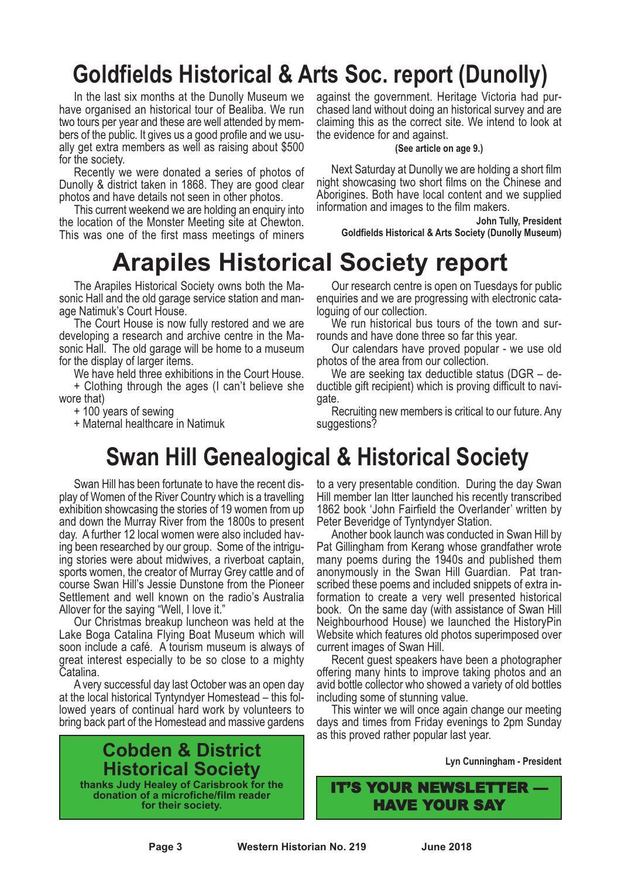# Goldfields Historical & Arts Soc. report (Dunolly)

In the last six months at the Dunolly Museum we have organised an historical tour of Bealiba. We run two tours per year and these are well attended by members of the public. It gives us a good profile and we usually get extra members as well as raising about $500 for the society.

Recently we were donated a series of photos of Dunolly & district taken in 1868. They are good clear photos and have details not seen in other photos.

This current weekend we are holding an enquiry into the location of the Monster Meeting site at Chewton. This was one of the first mass meetings of miners against the government. Heritage Victoria had purchased land without doing an historical survey and are claiming this as the correct site. We intend to look at the evidence for and against.

**(See article on age 9.)**

Next Saturday at Dunolly we are holding a short film night showcasing two short films on the Chinese and Aborigines. Both have local content and we supplied information and images to the film makers.

**John Tully, President**
**Goldfields Historical & Arts Society (Dunolly Museum)**

# Arapiles Historical Society report

The Arapiles Historical Society owns both the Masonic Hall and the old garage service station and manage Natimuk's Court House.

The Court House is now fully restored and we are developing a research and archive centre in the Masonic Hall. The old garage will be home to a museum for the display of larger items.

We have held three exhibitions in the Court House.

+ Clothing through the ages (I can't believe she wore that)

+ 100 years of sewing

+ Maternal healthcare in Natimuk

Our research centre is open on Tuesdays for public enquiries and we are progressing with electronic cataloguing of our collection.

We run historical bus tours of the town and surrounds and have done three so far this year.

Our calendars have proved popular - we use old photos of the area from our collection.

We are seeking tax deductible status (DGR – deductible gift recipient) which is proving difficult to navigate.

Recruiting new members is critical to our future. Any suggestions?

# Swan Hill Genealogical & Historical Society

Swan Hill has been fortunate to have the recent display of Women of the River Country which is a travelling exhibition showcasing the stories of 19 women from up and down the Murray River from the 1800s to present day. A further 12 local women were also included having been researched by our group. Some of the intriguing stories were about midwives, a riverboat captain, sports women, the creator of Murray Grey cattle and of course Swan Hill's Jessie Dunstone from the Pioneer Settlement and well known on the radio's Australia Allover for the saying "Well, I love it."

Our Christmas breakup luncheon was held at the Lake Boga Catalina Flying Boat Museum which will soon include a café. A tourism museum is always of great interest especially to be so close to a mighty Catalina.

A very successful day last October was an open day at the local historical Tyntyndyer Homestead – this followed years of continual hard work by volunteers to bring back part of the Homestead and massive gardens to a very presentable condition. During the day Swan Hill member Ian Itter launched his recently transcribed 1862 book 'John Fairfield the Overlander' written by Peter Beveridge of Tyntyndyer Station.

Another book launch was conducted in Swan Hill by Pat Gillingham from Kerang whose grandfather wrote many poems during the 1940s and published them anonymously in the Swan Hill Guardian. Pat transcribed these poems and included snippets of extra information to create a very well presented historical book. On the same day (with assistance of Swan Hill Neighbourhood House) we launched the HistoryPin Website which features old photos superimposed over current images of Swan Hill.

Recent guest speakers have been a photographer offering many hints to improve taking photos and an avid bottle collector who showed a variety of old bottles including some of stunning value.

This winter we will once again change our meeting days and times from Friday evenings to 2pm Sunday as this proved rather popular last year.

**Lyn Cunningham - President**

## Cobden & District Historical Society

**thanks Judy Healey of Carisbrook for the donation of a microfiche/film reader for their society.**

**IT'S YOUR NEWSLETTER — HAVE YOUR SAY**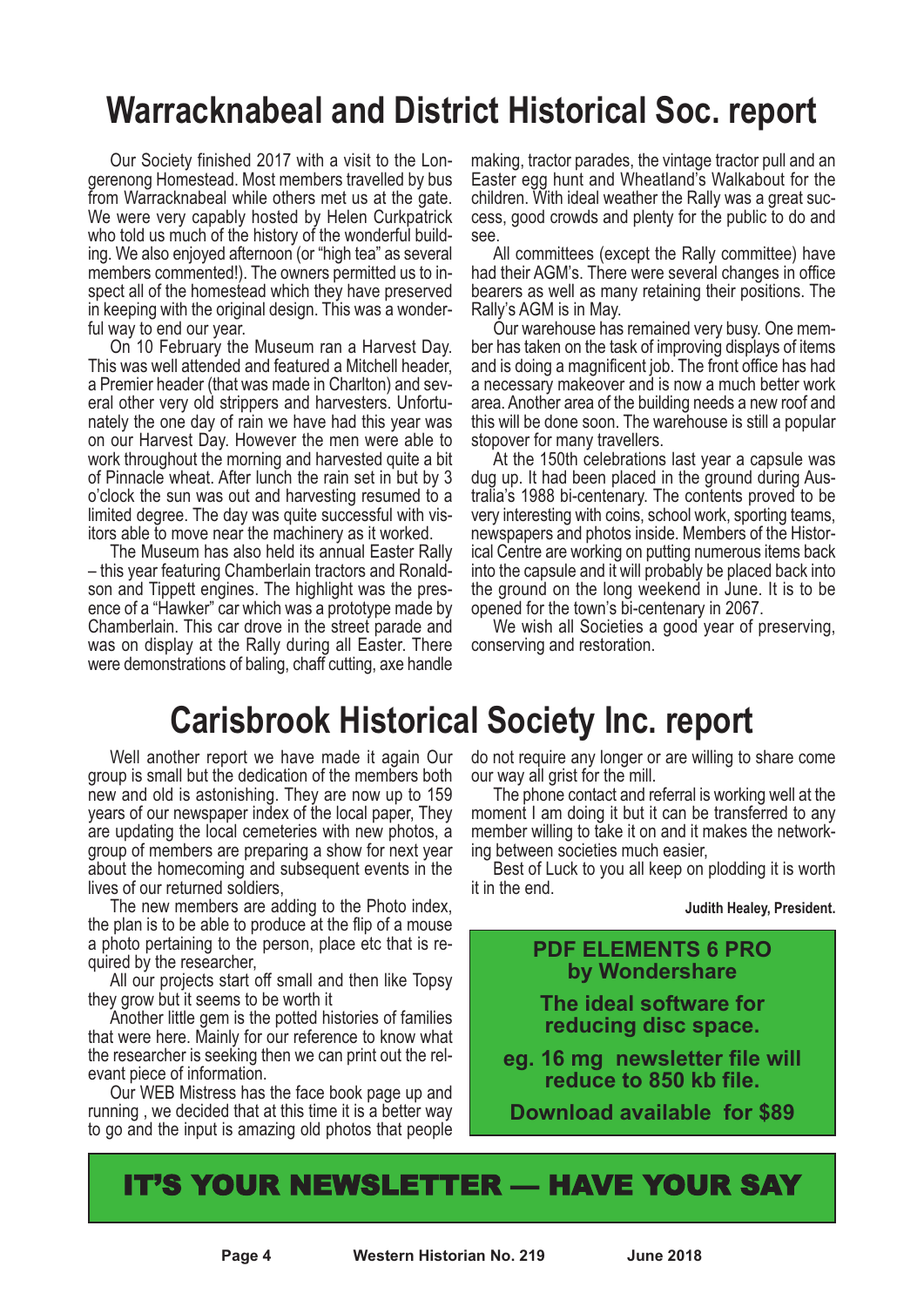# Warracknabeal and District Historical Soc. report

Our Society finished 2017 with a visit to the Longerenong Homestead. Most members travelled by bus from Warracknabeal while others met us at the gate. We were very capably hosted by Helen Curkpatrick who told us much of the history of the wonderful building. We also enjoyed afternoon (or "high tea" as several members commented!). The owners permitted us to inspect all of the homestead which they have preserved in keeping with the original design. This was a wonderful way to end our year.

On 10 February the Museum ran a Harvest Day. This was well attended and featured a Mitchell header, a Premier header (that was made in Charlton) and several other very old strippers and harvesters. Unfortunately the one day of rain we have had this year was on our Harvest Day. However the men were able to work throughout the morning and harvested quite a bit of Pinnacle wheat. After lunch the rain set in but by 3 o'clock the sun was out and harvesting resumed to a limited degree. The day was quite successful with visitors able to move near the machinery as it worked.

The Museum has also held its annual Easter Rally – this year featuring Chamberlain tractors and Ronaldson and Tippett engines. The highlight was the presence of a "Hawker" car which was a prototype made by Chamberlain. This car drove in the street parade and was on display at the Rally during all Easter. There were demonstrations of baling, chaff cutting, axe handle making, tractor parades, the vintage tractor pull and an Easter egg hunt and Wheatland's Walkabout for the children. With ideal weather the Rally was a great success, good crowds and plenty for the public to do and see.

All committees (except the Rally committee) have had their AGM's. There were several changes in office bearers as well as many retaining their positions. The Rally's AGM is in May.

Our warehouse has remained very busy. One member has taken on the task of improving displays of items and is doing a magnificent job. The front office has had a necessary makeover and is now a much better work area. Another area of the building needs a new roof and this will be done soon. The warehouse is still a popular stopover for many travellers.

At the 150th celebrations last year a capsule was dug up. It had been placed in the ground during Australia's 1988 bi-centenary. The contents proved to be very interesting with coins, school work, sporting teams, newspapers and photos inside. Members of the Historical Centre are working on putting numerous items back into the capsule and it will probably be placed back into the ground on the long weekend in June. It is to be opened for the town's bi-centenary in 2067.

We wish all Societies a good year of preserving, conserving and restoration.

# Carisbrook Historical Society Inc. report

Well another report we have made it again Our group is small but the dedication of the members both new and old is astonishing. They are now up to 159 years of our newspaper index of the local paper, They are updating the local cemeteries with new photos, a group of members are preparing a show for next year about the homecoming and subsequent events in the lives of our returned soldiers,

The new members are adding to the Photo index, the plan is to be able to produce at the flip of a mouse a photo pertaining to the person, place etc that is required by the researcher,

All our projects start off small and then like Topsy they grow but it seems to be worth it

Another little gem is the potted histories of families that were here. Mainly for our reference to know what the researcher is seeking then we can print out the relevant piece of information.

Our WEB Mistress has the face book page up and running , we decided that at this time it is a better way to go and the input is amazing old photos that people do not require any longer or are willing to share come our way all grist for the mill.

The phone contact and referral is working well at the moment I am doing it but it can be transferred to any member willing to take it on and it makes the networking between societies much easier,

Best of Luck to you all keep on plodding it is worth it in the end.

**Judith Healey, President.**

**PDF ELEMENTS 6 PRO by Wondershare**

**The ideal software for reducing disc space.**

**eg. 16 mg newsletter file will reduce to 850 kb file.**

**Download available for $89**

**IT'S YOUR NEWSLETTER — HAVE YOUR SAY**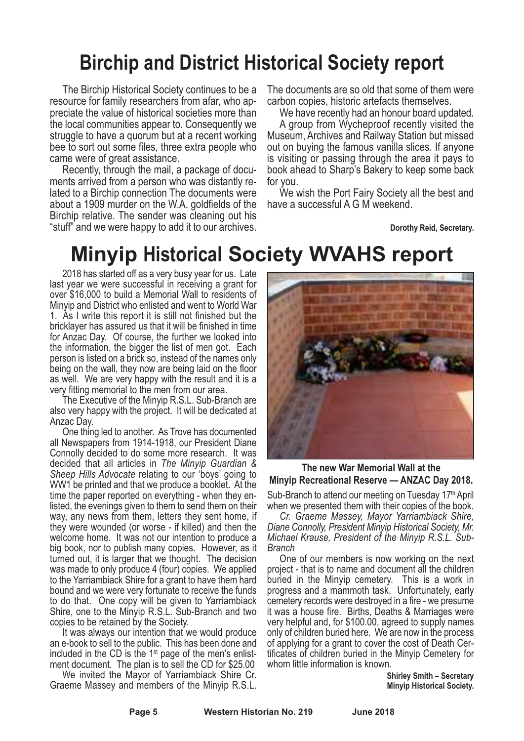# Birchip and District Historical Society report

The Birchip Historical Society continues to be a resource for family researchers from afar, who appreciate the value of historical societies more than the local communities appear to. Consequently we struggle to have a quorum but at a recent working bee to sort out some files, three extra people who came were of great assistance.

Recently, through the mail, a package of documents arrived from a person who was distantly related to a Birchip connection The documents were about a 1909 murder on the W.A. goldfields of the Birchip relative. The sender was cleaning out his "stuff" and we were happy to add it to our archives. The documents are so old that some of them were carbon copies, historic artefacts themselves.

We have recently had an honour board updated.

A group from Wycheproof recently visited the Museum, Archives and Railway Station but missed out on buying the famous vanilla slices. If anyone is visiting or passing through the area it pays to book ahead to Sharp's Bakery to keep some back for you.

We wish the Port Fairy Society all the best and have a successful A G M weekend.

**Dorothy Reid, Secretary.**

# Minyip Historical Society WVAHS report

2018 has started off as a very busy year for us. Late last year we were successful in receiving a grant for over $16,000 to build a Memorial Wall to residents of Minyip and District who enlisted and went to World War 1. As I write this report it is still not finished but the bricklayer has assured us that it will be finished in time for Anzac Day. Of course, the further we looked into the information, the bigger the list of men got. Each person is listed on a brick so, instead of the names only being on the wall, they now are being laid on the floor as well. We are very happy with the result and it is a very fitting memorial to the men from our area.

The Executive of the Minyip R.S.L. Sub-Branch are also very happy with the project. It will be dedicated at Anzac Day.

One thing led to another. As Trove has documented all Newspapers from 1914-1918, our President Diane Connolly decided to do some more research. It was decided that all articles in *The Minyip Guardian & Sheep Hills Advocate* relating to our 'boys' going to WW1 be printed and that we produce a booklet. At the time the paper reported on everything - when they enlisted, the evenings given to them to send them on their way, any news from them, letters they sent home, if they were wounded (or worse - if killed) and then the welcome home. It was not our intention to produce a big book, nor to publish many copies. However, as it turned out, it is larger that we thought. The decision was made to only produce 4 (four) copies. We applied to the Yarriambiack Shire for a grant to have them hard bound and we were very fortunate to receive the funds to do that. One copy will be given to Yarriambiack Shire, one to the Minyip R.S.L. Sub-Branch and two copies to be retained by the Society.

It was always our intention that we would produce an e-book to sell to the public. This has been done and included in the CD is the 1st page of the men's enlistment document. The plan is to sell the CD for $25.00

We invited the Mayor of Yarriambiack Shire Cr. Graeme Massey and members of the Minyip R.S.L. Sub-Branch to attend our meeting on Tuesday 17th April when we presented them with their copies of the book.

**The new War Memorial Wall at the Minyip Recreational Reserve — ANZAC Day 2018.**

*Cr. Graeme Massey, Mayor Yarriambiack Shire, Diane Connolly, President Minyip Historical Society, Mr. Michael Krause, President of the Minyip R.S.L. Sub-Branch*

One of our members is now working on the next project - that is to name and document all the children buried in the Minyip cemetery. This is a work in progress and a mammoth task. Unfortunately, early cemetery records were destroyed in a fire - we presume it was a house fire. Births, Deaths & Marriages were very helpful and, for $100.00, agreed to supply names only of children buried here. We are now in the process of applying for a grant to cover the cost of Death Certificates of children buried in the Minyip Cemetery for whom little information is known.

**Shirley Smith – Secretary**
**Minyip Historical Society.**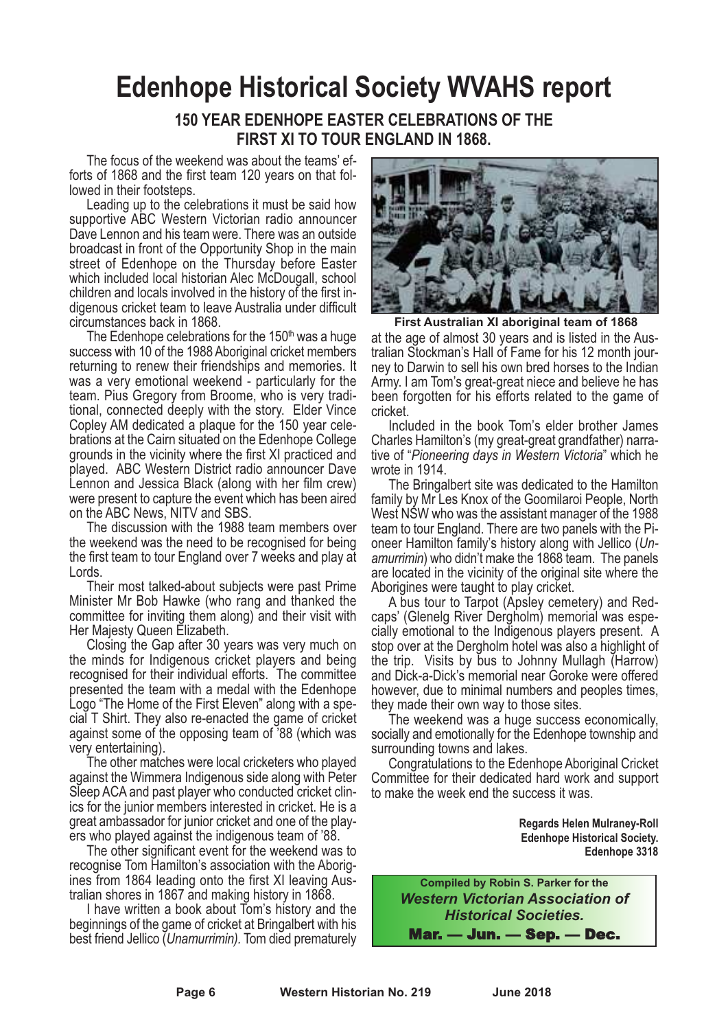# Edenhope Historical Society WVAHS report

## 150 YEAR EDENHOPE EASTER CELEBRATIONS OF THE FIRST XI TO TOUR ENGLAND IN 1868.

The focus of the weekend was about the teams' efforts of 1868 and the first team 120 years on that followed in their footsteps.

Leading up to the celebrations it must be said how supportive ABC Western Victorian radio announcer Dave Lennon and his team were. There was an outside broadcast in front of the Opportunity Shop in the main street of Edenhope on the Thursday before Easter which included local historian Alec McDougall, school children and locals involved in the history of the first indigenous cricket team to leave Australia under difficult circumstances back in 1868.

The Edenhope celebrations for the 150th was a huge success with 10 of the 1988 Aboriginal cricket members returning to renew their friendships and memories. It was a very emotional weekend - particularly for the team. Pius Gregory from Broome, who is very traditional, connected deeply with the story. Elder Vince Copley AM dedicated a plaque for the 150 year celebrations at the Cairn situated on the Edenhope College grounds in the vicinity where the first XI practiced and played. ABC Western District radio announcer Dave Lennon and Jessica Black (along with her film crew) were present to capture the event which has been aired on the ABC News, NITV and SBS.

The discussion with the 1988 team members over the weekend was the need to be recognised for being the first team to tour England over 7 weeks and play at Lords.

Their most talked-about subjects were past Prime Minister Mr Bob Hawke (who rang and thanked the committee for inviting them along) and their visit with Her Majesty Queen Elizabeth.

Closing the Gap after 30 years was very much on the minds for Indigenous cricket players and being recognised for their individual efforts. The committee presented the team with a medal with the Edenhope Logo "The Home of the First Eleven" along with a special T Shirt. They also re-enacted the game of cricket against some of the opposing team of '88 (which was very entertaining).

The other matches were local cricketers who played against the Wimmera Indigenous side along with Peter Sleep ACA and past player who conducted cricket clinics for the junior members interested in cricket. He is a great ambassador for junior cricket and one of the players who played against the indigenous team of '88.

The other significant event for the weekend was to recognise Tom Hamilton's association with the Aborigines from 1864 leading onto the first XI leaving Australian shores in 1867 and making history in 1868.

I have written a book about Tom's history and the beginnings of the game of cricket at Bringalbert with his best friend Jellico (*Unamurrimin).* Tom died prematurely at the age of almost 30 years and is listed in the Australian Stockman's Hall of Fame for his 12 month journey to Darwin to sell his own bred horses to the Indian Army. I am Tom's great-great niece and believe he has been forgotten for his efforts related to the game of cricket.

**First Australian XI aboriginal team of 1868**

Included in the book Tom's elder brother James Charles Hamilton's (my great-great grandfather) narrative of "*Pioneering days in Western Victoria*" which he wrote in 1914.

The Bringalbert site was dedicated to the Hamilton family by Mr Les Knox of the Goomilaroi People, North West NSW who was the assistant manager of the 1988 team to tour England. There are two panels with the Pioneer Hamilton family's history along with Jellico (*Unamurrimin*) who didn't make the 1868 team. The panels are located in the vicinity of the original site where the Aborigines were taught to play cricket.

A bus tour to Tarpot (Apsley cemetery) and Redcaps' (Glenelg River Dergholm) memorial was especially emotional to the Indigenous players present. A stop over at the Dergholm hotel was also a highlight of the trip. Visits by bus to Johnny Mullagh (Harrow) and Dick-a-Dick's memorial near Goroke were offered however, due to minimal numbers and peoples times, they made their own way to those sites.

The weekend was a huge success economically, socially and emotionally for the Edenhope township and surrounding towns and lakes.

Congratulations to the Edenhope Aboriginal Cricket Committee for their dedicated hard work and support to make the week end the success it was.

**Regards Helen Mulraney-Roll**
**Edenhope Historical Society.**
**Edenhope 3318**

**Compiled by Robin S. Parker for the**
***Western Victorian Association of Historical Societies.***
**Mar. — Jun. — Sep. — Dec.**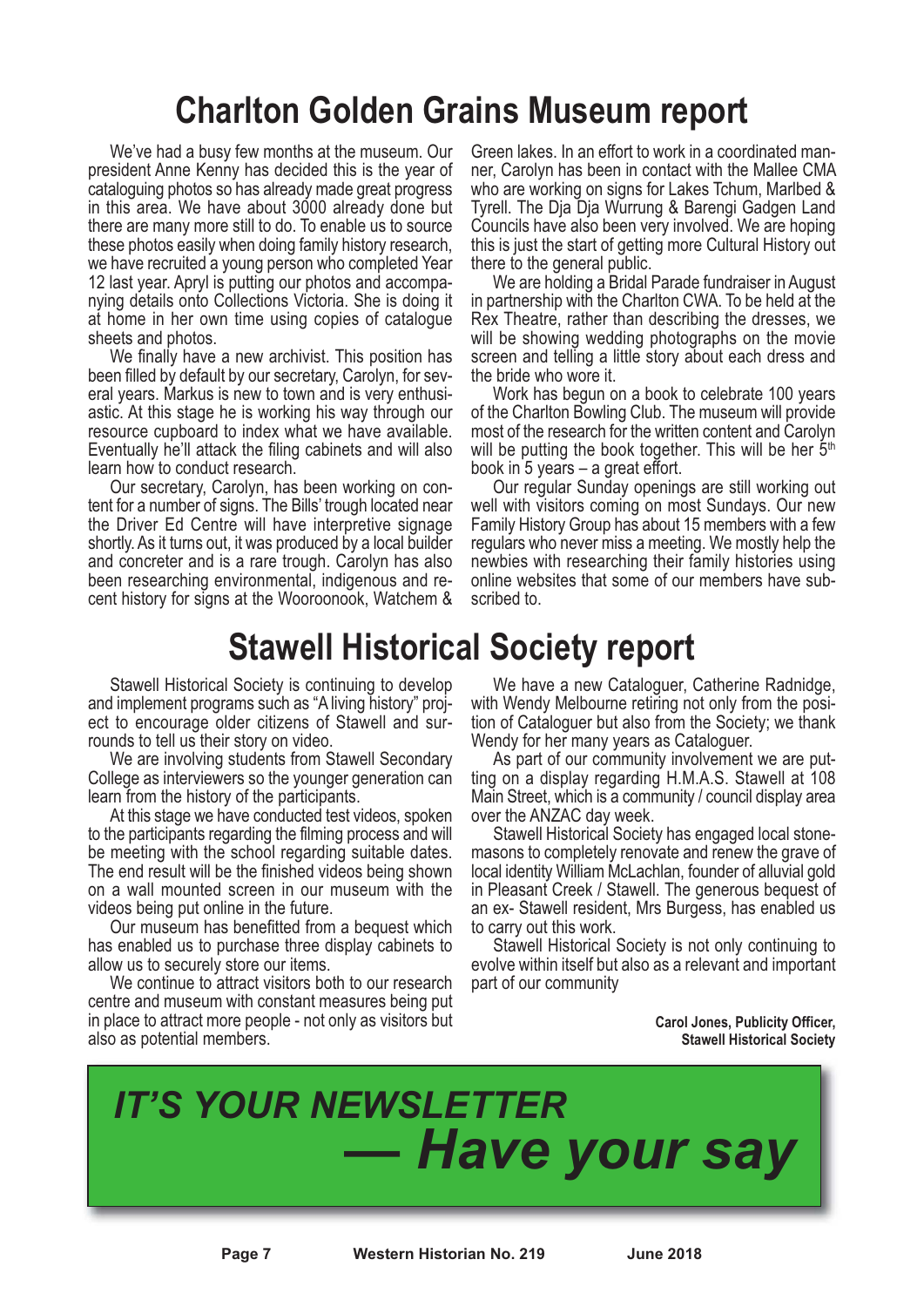# Charlton Golden Grains Museum report

We've had a busy few months at the museum. Our president Anne Kenny has decided this is the year of cataloguing photos so has already made great progress in this area. We have about 3000 already done but there are many more still to do. To enable us to source these photos easily when doing family history research, we have recruited a young person who completed Year 12 last year. Apryl is putting our photos and accompanying details onto Collections Victoria. She is doing it at home in her own time using copies of catalogue sheets and photos.

We finally have a new archivist. This position has been filled by default by our secretary, Carolyn, for several years. Markus is new to town and is very enthusiastic. At this stage he is working his way through our resource cupboard to index what we have available. Eventually he'll attack the filing cabinets and will also learn how to conduct research.

Our secretary, Carolyn, has been working on content for a number of signs. The Bills' trough located near the Driver Ed Centre will have interpretive signage shortly. As it turns out, it was produced by a local builder and concreter and is a rare trough. Carolyn has also been researching environmental, indigenous and recent history for signs at the Wooroonook, Watchem & Green lakes. In an effort to work in a coordinated manner, Carolyn has been in contact with the Mallee CMA who are working on signs for Lakes Tchum, Marlbed & Tyrell. The Dja Dja Wurrung & Barengi Gadgen Land Councils have also been very involved. We are hoping this is just the start of getting more Cultural History out there to the general public.

We are holding a Bridal Parade fundraiser in August in partnership with the Charlton CWA. To be held at the Rex Theatre, rather than describing the dresses, we will be showing wedding photographs on the movie screen and telling a little story about each dress and the bride who wore it.

Work has begun on a book to celebrate 100 years of the Charlton Bowling Club. The museum will provide most of the research for the written content and Carolyn will be putting the book together. This will be her 5th book in 5 years – a great effort.

Our regular Sunday openings are still working out well with visitors coming on most Sundays. Our new Family History Group has about 15 members with a few regulars who never miss a meeting. We mostly help the newbies with researching their family histories using online websites that some of our members have subscribed to.

# Stawell Historical Society report

Stawell Historical Society is continuing to develop and implement programs such as "A living history" project to encourage older citizens of Stawell and surrounds to tell us their story on video.

We are involving students from Stawell Secondary College as interviewers so the younger generation can learn from the history of the participants.

At this stage we have conducted test videos, spoken to the participants regarding the filming process and will be meeting with the school regarding suitable dates. The end result will be the finished videos being shown on a wall mounted screen in our museum with the videos being put online in the future.

Our museum has benefitted from a bequest which has enabled us to purchase three display cabinets to allow us to securely store our items.

We continue to attract visitors both to our research centre and museum with constant measures being put in place to attract more people - not only as visitors but also as potential members.

We have a new Cataloguer, Catherine Radnidge, with Wendy Melbourne retiring not only from the position of Cataloguer but also from the Society; we thank Wendy for her many years as Cataloguer.

As part of our community involvement we are putting on a display regarding H.M.A.S. Stawell at 108 Main Street, which is a community / council display area over the ANZAC day week.

Stawell Historical Society has engaged local stonemasons to completely renovate and renew the grave of local identity William McLachlan, founder of alluvial gold in Pleasant Creek / Stawell. The generous bequest of an ex- Stawell resident, Mrs Burgess, has enabled us to carry out this work.

Stawell Historical Society is not only continuing to evolve within itself but also as a relevant and important part of our community

**Carol Jones, Publicity Officer, Stawell Historical Society**

***IT'S YOUR NEWSLETTER — Have your say***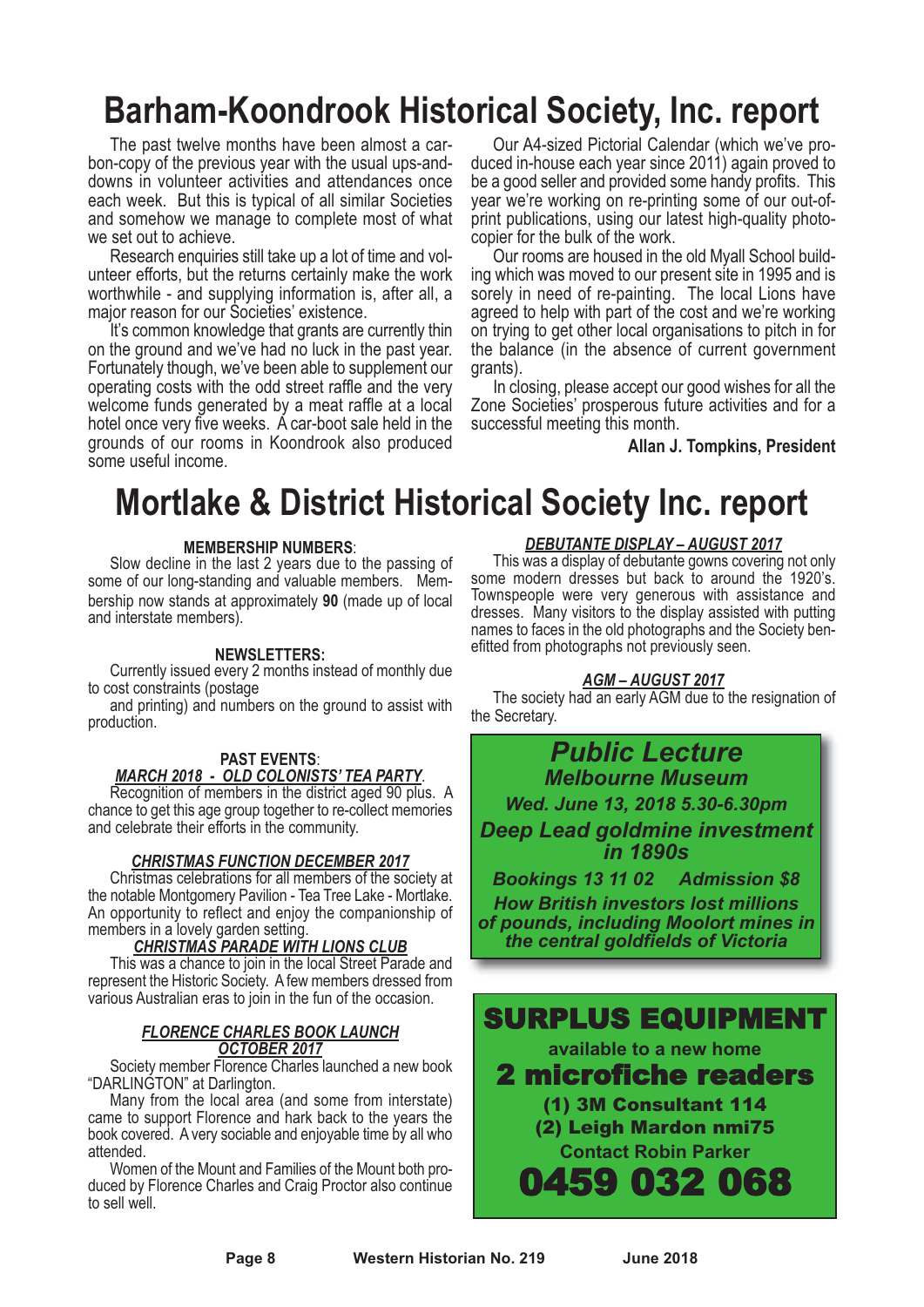# Barham-Koondrook Historical Society, Inc. report

The past twelve months have been almost a carbon-copy of the previous year with the usual ups-and-downs in volunteer activities and attendances once each week. But this is typical of all similar Societies and somehow we manage to complete most of what we set out to achieve.

Research enquiries still take up a lot of time and volunteer efforts, but the returns certainly make the work worthwhile - and supplying information is, after all, a major reason for our Societies' existence.

It's common knowledge that grants are currently thin on the ground and we've had no luck in the past year. Fortunately though, we've been able to supplement our operating costs with the odd street raffle and the very welcome funds generated by a meat raffle at a local hotel once very five weeks. A car-boot sale held in the grounds of our rooms in Koondrook also produced some useful income.

Our A4-sized Pictorial Calendar (which we've produced in-house each year since 2011) again proved to be a good seller and provided some handy profits. This year we're working on re-printing some of our out-of-print publications, using our latest high-quality photocopier for the bulk of the work.

Our rooms are housed in the old Myall School building which was moved to our present site in 1995 and is sorely in need of re-painting. The local Lions have agreed to help with part of the cost and we're working on trying to get other local organisations to pitch in for the balance (in the absence of current government grants).

In closing, please accept our good wishes for all the Zone Societies' prosperous future activities and for a successful meeting this month.

**Allan J. Tompkins, President**

# Mortlake & District Historical Society Inc. report

**MEMBERSHIP NUMBERS**:

Slow decline in the last 2 years due to the passing of some of our long-standing and valuable members. Membership now stands at approximately **90** (made up of local and interstate members).

**NEWSLETTERS:**

Currently issued every 2 months instead of monthly due to cost constraints (postage

and printing) and numbers on the ground to assist with production.

**PAST EVENTS**:

***MARCH 2018 - OLD COLONISTS' TEA PARTY***.

Recognition of members in the district aged 90 plus. A chance to get this age group together to re-collect memories and celebrate their efforts in the community.

***CHRISTMAS FUNCTION DECEMBER 2017***

Christmas celebrations for all members of the society at the notable Montgomery Pavilion - Tea Tree Lake - Mortlake. An opportunity to reflect and enjoy the companionship of members in a lovely garden setting.

***CHRISTMAS PARADE WITH LIONS CLUB***

This was a chance to join in the local Street Parade and represent the Historic Society. A few members dressed from various Australian eras to join in the fun of the occasion.

***FLORENCE CHARLES BOOK LAUNCH OCTOBER 2017***

Society member Florence Charles launched a new book "DARLINGTON" at Darlington.

Many from the local area (and some from interstate) came to support Florence and hark back to the years the book covered. A very sociable and enjoyable time by all who attended.

Women of the Mount and Families of the Mount both produced by Florence Charles and Craig Proctor also continue to sell well.

***DEBUTANTE DISPLAY – AUGUST 2017***

This was a display of debutante gowns covering not only some modern dresses but back to around the 1920's. Townspeople were very generous with assistance and dresses. Many visitors to the display assisted with putting names to faces in the old photographs and the Society benefitted from photographs not previously seen.

***AGM – AUGUST 2017***

The society had an early AGM due to the resignation of the Secretary.

***Public Lecture***

***Melbourne Museum***

***Wed. June 13, 2018 5.30-6.30pm***

***Deep Lead goldmine investment in 1890s***

***Bookings 13 11 02 Admission $8***

***How British investors lost millions of pounds, including Moolort mines in the central goldfields of Victoria***

**SURPLUS EQUIPMENT**

**available to a new home**

**2 microfiche readers**

**(1) 3M Consultant 114**

**(2) Leigh Mardon nmi75**

**Contact Robin Parker**

**0459 032 068**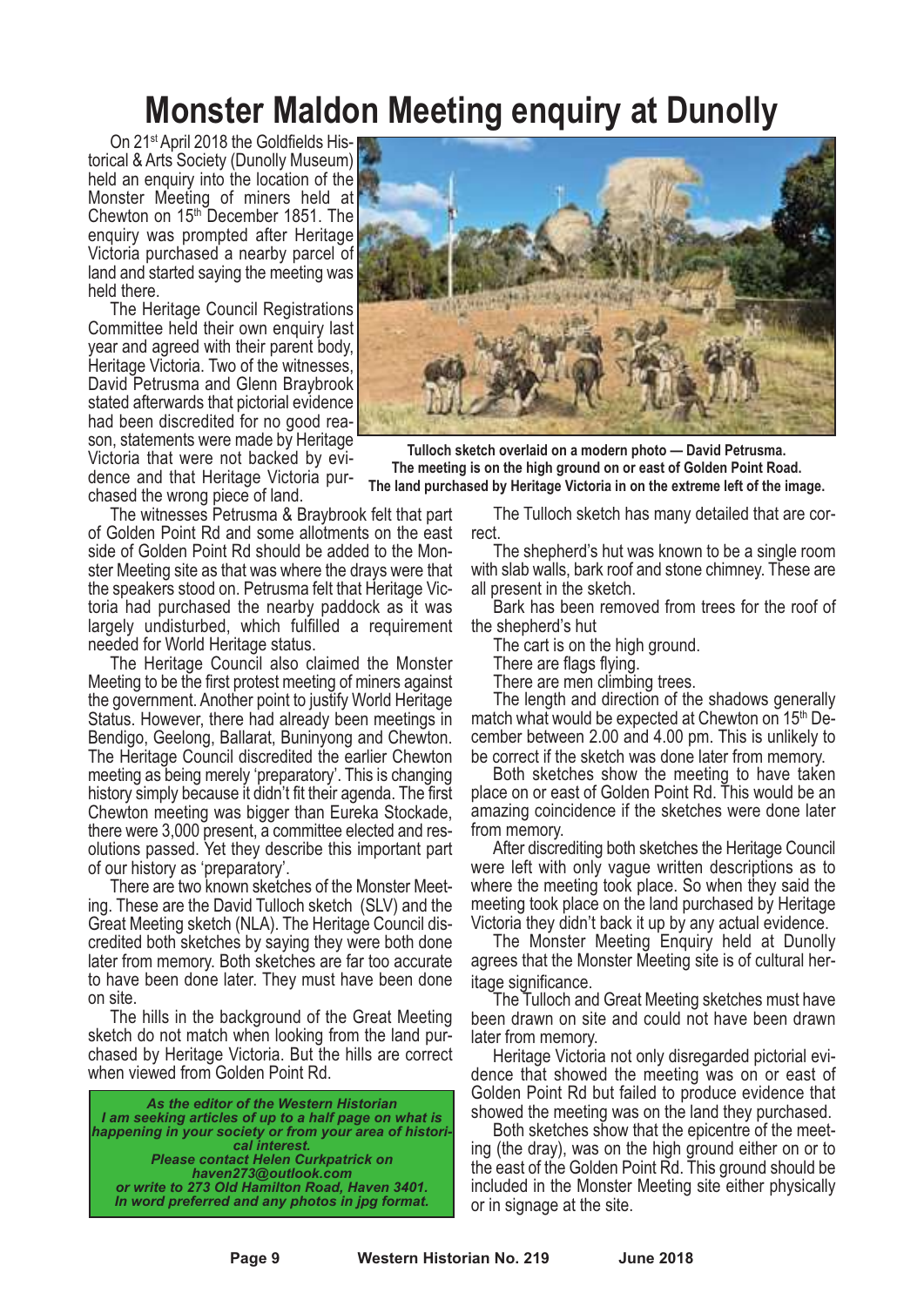# Monster Maldon Meeting enquiry at Dunolly

On 21st April 2018 the Goldfields Historical & Arts Society (Dunolly Museum) held an enquiry into the location of the Monster Meeting of miners held at Chewton on 15th December 1851. The enquiry was prompted after Heritage Victoria purchased a nearby parcel of land and started saying the meeting was held there.

The Heritage Council Registrations Committee held their own enquiry last year and agreed with their parent body, Heritage Victoria. Two of the witnesses, David Petrusma and Glenn Braybrook stated afterwards that pictorial evidence had been discredited for no good reason, statements were made by Heritage Victoria that were not backed by evidence and that Heritage Victoria purchased the wrong piece of land.

**Tulloch sketch overlaid on a modern photo — David Petrusma. The meeting is on the high ground on or east of Golden Point Road. The land purchased by Heritage Victoria in on the extreme left of the image.**

The witnesses Petrusma & Braybrook felt that part of Golden Point Rd and some allotments on the east side of Golden Point Rd should be added to the Monster Meeting site as that was where the drays were that the speakers stood on. Petrusma felt that Heritage Victoria had purchased the nearby paddock as it was largely undisturbed, which fulfilled a requirement needed for World Heritage status.

The Heritage Council also claimed the Monster Meeting to be the first protest meeting of miners against the government. Another point to justify World Heritage Status. However, there had already been meetings in Bendigo, Geelong, Ballarat, Buninyong and Chewton. The Heritage Council discredited the earlier Chewton meeting as being merely 'preparatory'. This is changing history simply because it didn't fit their agenda. The first Chewton meeting was bigger than Eureka Stockade, there were 3,000 present, a committee elected and resolutions passed. Yet they describe this important part of our history as 'preparatory'.

There are two known sketches of the Monster Meeting. These are the David Tulloch sketch (SLV) and the Great Meeting sketch (NLA). The Heritage Council discredited both sketches by saying they were both done later from memory. Both sketches are far too accurate to have been done later. They must have been done on site.

The hills in the background of the Great Meeting sketch do not match when looking from the land purchased by Heritage Victoria. But the hills are correct when viewed from Golden Point Rd.

***As the editor of the Western Historian I am seeking articles of up to a half page on what is happening in your society or from your area of historical interest. Please contact Helen Curkpatrick on haven273@outlook.com or write to 273 Old Hamilton Road, Haven 3401. In word preferred and any photos in jpg format.***

The Tulloch sketch has many detailed that are correct.

The shepherd's hut was known to be a single room with slab walls, bark roof and stone chimney. These are all present in the sketch.

Bark has been removed from trees for the roof of the shepherd's hut

The cart is on the high ground.

There are flags flying.

There are men climbing trees.

The length and direction of the shadows generally match what would be expected at Chewton on 15th December between 2.00 and 4.00 pm. This is unlikely to be correct if the sketch was done later from memory.

Both sketches show the meeting to have taken place on or east of Golden Point Rd. This would be an amazing coincidence if the sketches were done later from memory.

After discrediting both sketches the Heritage Council were left with only vague written descriptions as to where the meeting took place. So when they said the meeting took place on the land purchased by Heritage Victoria they didn't back it up by any actual evidence.

The Monster Meeting Enquiry held at Dunolly agrees that the Monster Meeting site is of cultural heritage significance.

The Tulloch and Great Meeting sketches must have been drawn on site and could not have been drawn later from memory.

Heritage Victoria not only disregarded pictorial evidence that showed the meeting was on or east of Golden Point Rd but failed to produce evidence that showed the meeting was on the land they purchased.

Both sketches show that the epicentre of the meeting (the dray), was on the high ground either on or to the east of the Golden Point Rd. This ground should be included in the Monster Meeting site either physically or in signage at the site.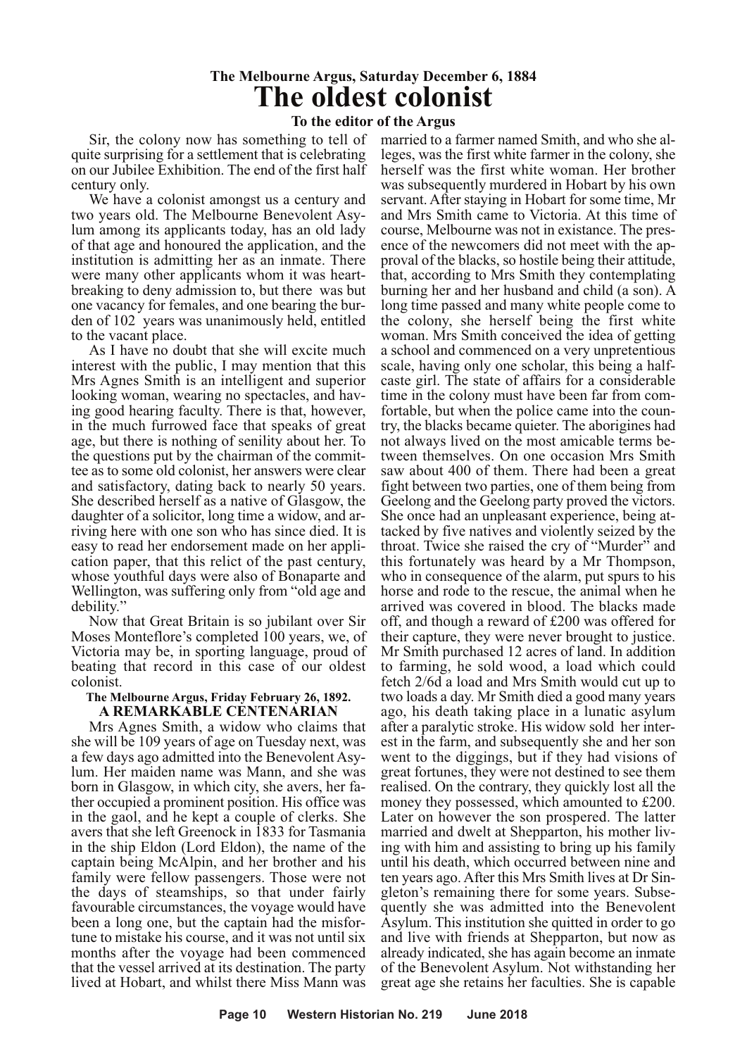### The Melbourne Argus, Saturday December 6, 1884

# The oldest colonist

**To the editor of the Argus**

Sir, the colony now has something to tell of quite surprising for a settlement that is celebrating on our Jubilee Exhibition. The end of the first half century only.

We have a colonist amongst us a century and two years old. The Melbourne Benevolent Asylum among its applicants today, has an old lady of that age and honoured the application, and the institution is admitting her as an inmate. There were many other applicants whom it was heartbreaking to deny admission to, but there was but one vacancy for females, and one bearing the burden of 102 years was unanimously held, entitled to the vacant place.

As I have no doubt that she will excite much interest with the public, I may mention that this Mrs Agnes Smith is an intelligent and superior looking woman, wearing no spectacles, and having good hearing faculty. There is that, however, in the much furrowed face that speaks of great age, but there is nothing of senility about her. To the questions put by the chairman of the committee as to some old colonist, her answers were clear and satisfactory, dating back to nearly 50 years. She described herself as a native of Glasgow, the daughter of a solicitor, long time a widow, and arriving here with one son who has since died. It is easy to read her endorsement made on her application paper, that this relict of the past century, whose youthful days were also of Bonaparte and Wellington, was suffering only from "old age and debility."

Now that Great Britain is so jubilant over Sir Moses Monteflore's completed 100 years, we, of Victoria may be, in sporting language, proud of beating that record in this case of our oldest colonist.

### The Melbourne Argus, Friday February 26, 1892.

**A REMARKABLE CENTENARIAN**

Mrs Agnes Smith, a widow who claims that she will be 109 years of age on Tuesday next, was a few days ago admitted into the Benevolent Asylum. Her maiden name was Mann, and she was born in Glasgow, in which city, she avers, her father occupied a prominent position. His office was in the gaol, and he kept a couple of clerks. She avers that she left Greenock in 1833 for Tasmania in the ship Eldon (Lord Eldon), the name of the captain being McAlpin, and her brother and his family were fellow passengers. Those were not the days of steamships, so that under fairly favourable circumstances, the voyage would have been a long one, but the captain had the misfortune to mistake his course, and it was not until six months after the voyage had been commenced that the vessel arrived at its destination. The party lived at Hobart, and whilst there Miss Mann was married to a farmer named Smith, and who she alleges, was the first white farmer in the colony, she herself was the first white woman. Her brother was subsequently murdered in Hobart by his own servant. After staying in Hobart for some time, Mr and Mrs Smith came to Victoria. At this time of course, Melbourne was not in existance. The presence of the newcomers did not meet with the approval of the blacks, so hostile being their attitude, that, according to Mrs Smith they contemplating burning her and her husband and child (a son). A long time passed and many white people come to the colony, she herself being the first white woman. Mrs Smith conceived the idea of getting a school and commenced on a very unpretentious scale, having only one scholar, this being a half-caste girl. The state of affairs for a considerable time in the colony must have been far from comfortable, but when the police came into the country, the blacks became quieter. The aborigines had not always lived on the most amicable terms between themselves. On one occasion Mrs Smith saw about 400 of them. There had been a great fight between two parties, one of them being from Geelong and the Geelong party proved the victors. She once had an unpleasant experience, being attacked by five natives and violently seized by the throat. Twice she raised the cry of "Murder" and this fortunately was heard by a Mr Thompson, who in consequence of the alarm, put spurs to his horse and rode to the rescue, the animal when he arrived was covered in blood. The blacks made off, and though a reward of £200 was offered for their capture, they were never brought to justice. Mr Smith purchased 12 acres of land. In addition to farming, he sold wood, a load which could fetch 2/6d a load and Mrs Smith would cut up to two loads a day. Mr Smith died a good many years ago, his death taking place in a lunatic asylum after a paralytic stroke. His widow sold her interest in the farm, and subsequently she and her son went to the diggings, but if they had visions of great fortunes, they were not destined to see them realised. On the contrary, they quickly lost all the money they possessed, which amounted to £200. Later on however the son prospered. The latter married and dwelt at Shepparton, his mother living with him and assisting to bring up his family until his death, which occurred between nine and ten years ago. After this Mrs Smith lives at Dr Singleton's remaining there for some years. Subsequently she was admitted into the Benevolent Asylum. This institution she quitted in order to go and live with friends at Shepparton, but now as already indicated, she has again become an inmate of the Benevolent Asylum. Not withstanding her great age she retains her faculties. She is capable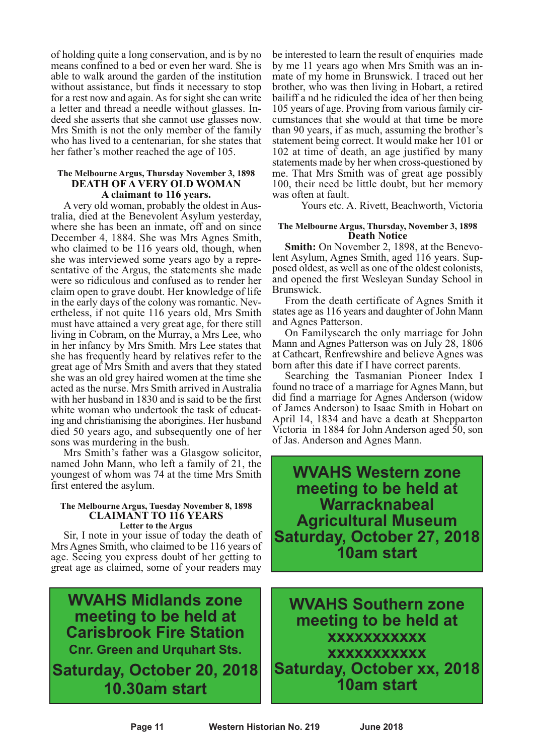of holding quite a long conservation, and is by no means confined to a bed or even her ward. She is able to walk around the garden of the institution without assistance, but finds it necessary to stop for a rest now and again. As for sight she can write a letter and thread a needle without glasses. Indeed she asserts that she cannot use glasses now. Mrs Smith is not the only member of the family who has lived to a centenarian, for she states that her father's mother reached the age of 105.

**The Melbourne Argus, Thursday November 3, 1898**

## DEATH OF A VERY OLD WOMAN

### A claimant to 116 years.

A very old woman, probably the oldest in Australia, died at the Benevolent Asylum yesterday, where she has been an inmate, off and on since December 4, 1884. She was Mrs Agnes Smith, who claimed to be 116 years old, though, when she was interviewed some years ago by a representative of the Argus, the statements she made were so ridiculous and confused as to render her claim open to grave doubt. Her knowledge of life in the early days of the colony was romantic. Nevertheless, if not quite 116 years old, Mrs Smith must have attained a very great age, for there still living in Cobram, on the Murray, a Mrs Lee, who in her infancy by Mrs Smith. Mrs Lee states that she has frequently heard by relatives refer to the great age of Mrs Smith and avers that they stated she was an old grey haired women at the time she acted as the nurse. Mrs Smith arrived in Australia with her husband in 1830 and is said to be the first white woman who undertook the task of educating and christianising the aborigines. Her husband died 50 years ago, and subsequently one of her sons was murdering in the bush.

Mrs Smith's father was a Glasgow solicitor, named John Mann, who left a family of 21, the youngest of whom was 74 at the time Mrs Smith first entered the asylum.

**The Melbourne Argus, Tuesday November 8, 1898**

## CLAIMANT TO 116 YEARS

**Letter to the Argus**

Sir, I note in your issue of today the death of Mrs Agnes Smith, who claimed to be 116 years of age. Seeing you express doubt of her getting to great age as claimed, some of your readers may be interested to learn the result of enquiries made by me 11 years ago when Mrs Smith was an inmate of my home in Brunswick. I traced out her brother, who was then living in Hobart, a retired bailiff a nd he ridiculed the idea of her then being 105 years of age. Proving from various family circumstances that she would at that time be more than 90 years, if as much, assuming the brother's statement being correct. It would make her 101 or 102 at time of death, an age justified by many statements made by her when cross-questioned by me. That Mrs Smith was of great age possibly 100, their need be little doubt, but her memory was often at fault.

Yours etc. A. Rivett, Beachworth, Victoria

**The Melbourne Argus, Thursday, November 3, 1898**

## Death Notice

**Smith:** On November 2, 1898, at the Benevolent Asylum, Agnes Smith, aged 116 years. Supposed oldest, as well as one of the oldest colonists, and opened the first Wesleyan Sunday School in Brunswick.

From the death certificate of Agnes Smith it states age as 116 years and daughter of John Mann and Agnes Patterson.

On Familysearch the only marriage for John Mann and Agnes Patterson was on July 28, 1806 at Cathcart, Renfrewshire and believe Agnes was born after this date if I have correct parents.

Searching the Tasmanian Pioneer Index I found no trace of a marriage for Agnes Mann, but did find a marriage for Agnes Anderson (widow of James Anderson) to Isaac Smith in Hobart on April 14, 1834 and have a death at Shepparton Victoria in 1884 for John Anderson aged 50, son of Jas. Anderson and Agnes Mann.

**WVAHS Western zone meeting to be held at Warracknabeal Agricultural Museum**
**Saturday, October 27, 2018**
**10am start**

**WVAHS Midlands zone meeting to be held at Carisbrook Fire Station**
**Cnr. Green and Urquhart Sts.**
**Saturday, October 20, 2018**
**10.30am start**

**WVAHS Southern zone meeting to be held at xxxxxxxxxxx xxxxxxxxxxx**
**Saturday, October xx, 2018**
**10am start**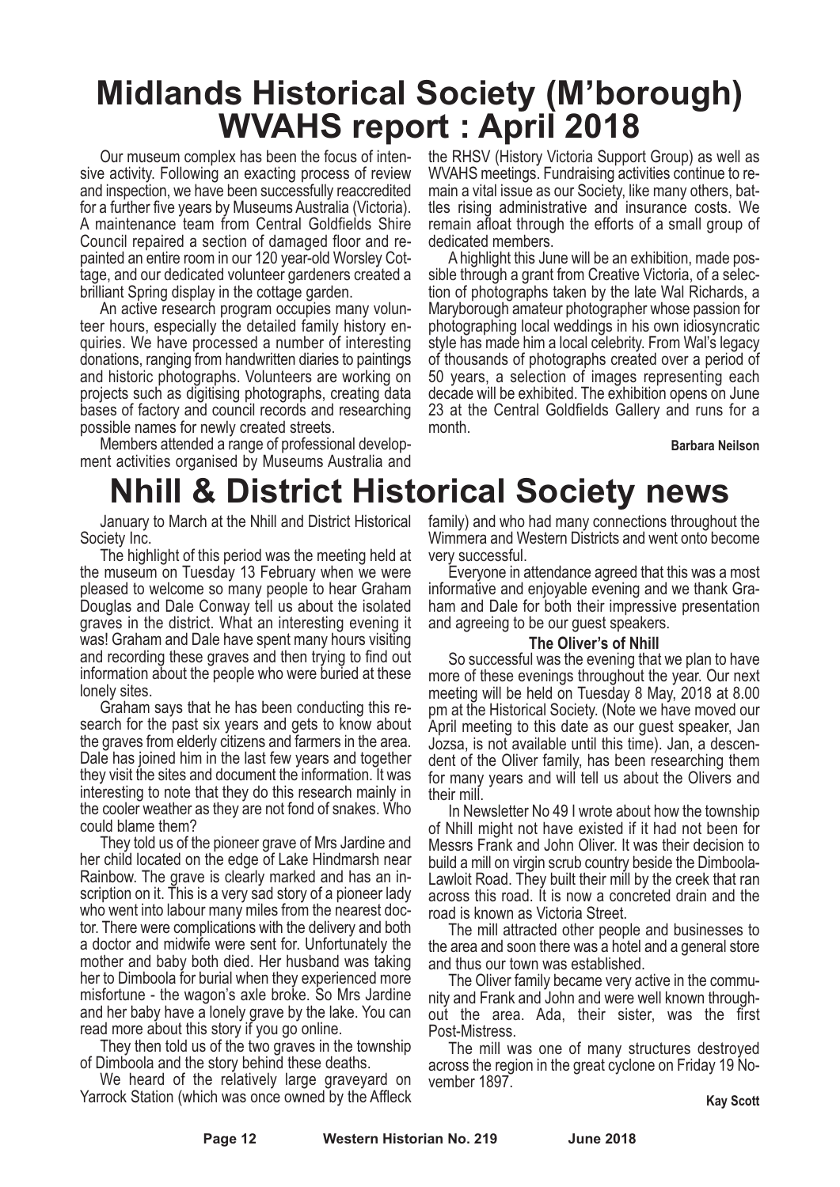# Midlands Historical Society (M'borough) WVAHS report : April 2018

Our museum complex has been the focus of intensive activity. Following an exacting process of review and inspection, we have been successfully reaccredited for a further five years by Museums Australia (Victoria). A maintenance team from Central Goldfields Shire Council repaired a section of damaged floor and repainted an entire room in our 120 year-old Worsley Cottage, and our dedicated volunteer gardeners created a brilliant Spring display in the cottage garden.

An active research program occupies many volunteer hours, especially the detailed family history enquiries. We have processed a number of interesting donations, ranging from handwritten diaries to paintings and historic photographs. Volunteers are working on projects such as digitising photographs, creating data bases of factory and council records and researching possible names for newly created streets.

Members attended a range of professional development activities organised by Museums Australia and the RHSV (History Victoria Support Group) as well as WVAHS meetings. Fundraising activities continue to remain a vital issue as our Society, like many others, battles rising administrative and insurance costs. We remain afloat through the efforts of a small group of dedicated members.

A highlight this June will be an exhibition, made possible through a grant from Creative Victoria, of a selection of photographs taken by the late Wal Richards, a Maryborough amateur photographer whose passion for photographing local weddings in his own idiosyncratic style has made him a local celebrity. From Wal's legacy of thousands of photographs created over a period of 50 years, a selection of images representing each decade will be exhibited. The exhibition opens on June 23 at the Central Goldfields Gallery and runs for a month.

**Barbara Neilson**

# Nhill & District Historical Society news

January to March at the Nhill and District Historical Society Inc.

The highlight of this period was the meeting held at the museum on Tuesday 13 February when we were pleased to welcome so many people to hear Graham Douglas and Dale Conway tell us about the isolated graves in the district. What an interesting evening it was! Graham and Dale have spent many hours visiting and recording these graves and then trying to find out information about the people who were buried at these lonely sites.

Graham says that he has been conducting this research for the past six years and gets to know about the graves from elderly citizens and farmers in the area. Dale has joined him in the last few years and together they visit the sites and document the information. It was interesting to note that they do this research mainly in the cooler weather as they are not fond of snakes. Who could blame them?

They told us of the pioneer grave of Mrs Jardine and her child located on the edge of Lake Hindmarsh near Rainbow. The grave is clearly marked and has an inscription on it. This is a very sad story of a pioneer lady who went into labour many miles from the nearest doctor. There were complications with the delivery and both a doctor and midwife were sent for. Unfortunately the mother and baby both died. Her husband was taking her to Dimboola for burial when they experienced more misfortune - the wagon's axle broke. So Mrs Jardine and her baby have a lonely grave by the lake. You can read more about this story if you go online.

They then told us of the two graves in the township of Dimboola and the story behind these deaths.

We heard of the relatively large graveyard on Yarrock Station (which was once owned by the Affleck family) and who had many connections throughout the Wimmera and Western Districts and went onto become very successful.

Everyone in attendance agreed that this was a most informative and enjoyable evening and we thank Graham and Dale for both their impressive presentation and agreeing to be our guest speakers.

### The Oliver's of Nhill

So successful was the evening that we plan to have more of these evenings throughout the year. Our next meeting will be held on Tuesday 8 May, 2018 at 8.00 pm at the Historical Society. (Note we have moved our April meeting to this date as our guest speaker, Jan Jozsa, is not available until this time). Jan, a descendent of the Oliver family, has been researching them for many years and will tell us about the Olivers and their mill.

In Newsletter No 49 I wrote about how the township of Nhill might not have existed if it had not been for Messrs Frank and John Oliver. It was their decision to build a mill on virgin scrub country beside the Dimboola-Lawloit Road. They built their mill by the creek that ran across this road. It is now a concreted drain and the road is known as Victoria Street.

The mill attracted other people and businesses to the area and soon there was a hotel and a general store and thus our town was established.

The Oliver family became very active in the community and Frank and John and were well known throughout the area. Ada, their sister, was the first Post-Mistress.

The mill was one of many structures destroyed across the region in the great cyclone on Friday 19 November 1897.

**Kay Scott**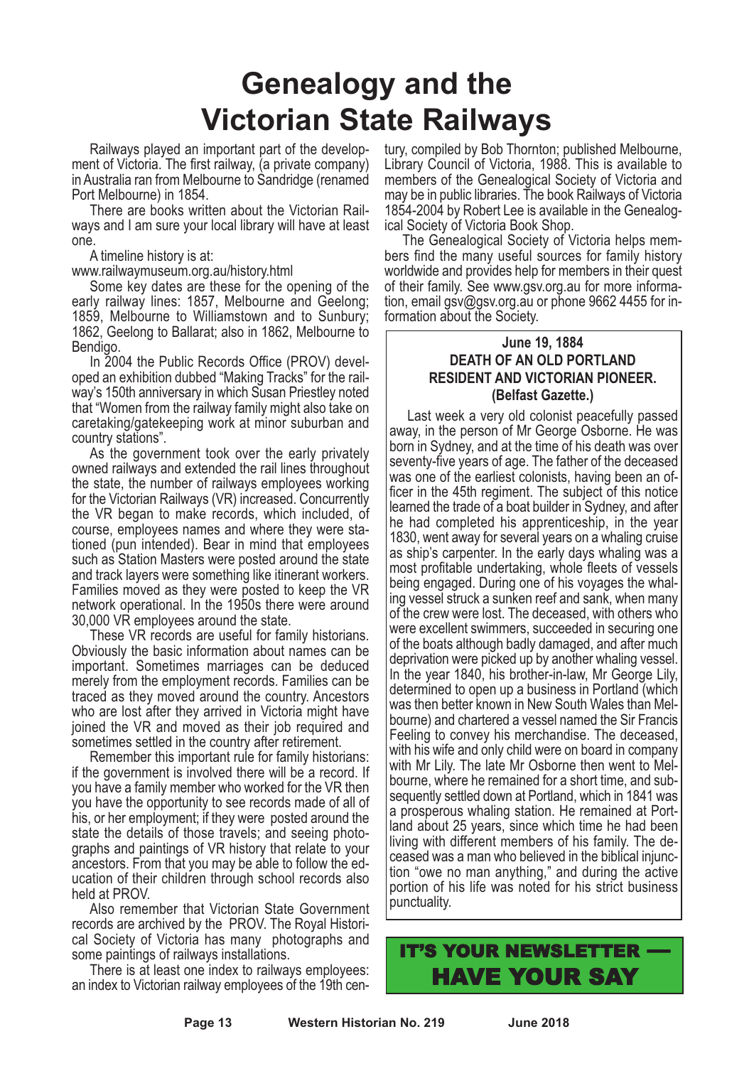# Genealogy and the Victorian State Railways

Railways played an important part of the development of Victoria. The first railway, (a private company) in Australia ran from Melbourne to Sandridge (renamed Port Melbourne) in 1854.

There are books written about the Victorian Railways and I am sure your local library will have at least one.

A timeline history is at:
www.railwaymuseum.org.au/history.html

Some key dates are these for the opening of the early railway lines: 1857, Melbourne and Geelong; 1859, Melbourne to Williamstown and to Sunbury; 1862, Geelong to Ballarat; also in 1862, Melbourne to Bendigo.

In 2004 the Public Records Office (PROV) developed an exhibition dubbed "Making Tracks" for the railway's 150th anniversary in which Susan Priestley noted that "Women from the railway family might also take on caretaking/gatekeeping work at minor suburban and country stations".

As the government took over the early privately owned railways and extended the rail lines throughout the state, the number of railways employees working for the Victorian Railways (VR) increased. Concurrently the VR began to make records, which included, of course, employees names and where they were stationed (pun intended). Bear in mind that employees such as Station Masters were posted around the state and track layers were something like itinerant workers. Families moved as they were posted to keep the VR network operational. In the 1950s there were around 30,000 VR employees around the state.

These VR records are useful for family historians. Obviously the basic information about names can be important. Sometimes marriages can be deduced merely from the employment records. Families can be traced as they moved around the country. Ancestors who are lost after they arrived in Victoria might have joined the VR and moved as their job required and sometimes settled in the country after retirement.

Remember this important rule for family historians: if the government is involved there will be a record. If you have a family member who worked for the VR then you have the opportunity to see records made of all of his, or her employment; if they were posted around the state the details of those travels; and seeing photographs and paintings of VR history that relate to your ancestors. From that you may be able to follow the education of their children through school records also held at PROV.

Also remember that Victorian State Government records are archived by the PROV. The Royal Historical Society of Victoria has many photographs and some paintings of railways installations.

There is at least one index to railways employees: an index to Victorian railway employees of the 19th century, compiled by Bob Thornton; published Melbourne, Library Council of Victoria, 1988. This is available to members of the Genealogical Society of Victoria and may be in public libraries. The book Railways of Victoria 1854-2004 by Robert Lee is available in the Genealogical Society of Victoria Book Shop.

The Genealogical Society of Victoria helps members find the many useful sources for family history worldwide and provides help for members in their quest of their family. See www.gsv.org.au for more information, email gsv@gsv.org.au or phone 9662 4455 for information about the Society.

---

**June 19, 1884**
**DEATH OF AN OLD PORTLAND RESIDENT AND VICTORIAN PIONEER.**
**(Belfast Gazette.)**

Last week a very old colonist peacefully passed away, in the person of Mr George Osborne. He was born in Sydney, and at the time of his death was over seventy-five years of age. The father of the deceased was one of the earliest colonists, having been an officer in the 45th regiment. The subject of this notice learned the trade of a boat builder in Sydney, and after he had completed his apprenticeship, in the year 1830, went away for several years on a whaling cruise as ship's carpenter. In the early days whaling was a most profitable undertaking, whole fleets of vessels being engaged. During one of his voyages the whaling vessel struck a sunken reef and sank, when many of the crew were lost. The deceased, with others who were excellent swimmers, succeeded in securing one of the boats although badly damaged, and after much deprivation were picked up by another whaling vessel. In the year 1840, his brother-in-law, Mr George Lily, determined to open up a business in Portland (which was then better known in New South Wales than Melbourne) and chartered a vessel named the Sir Francis Feeling to convey his merchandise. The deceased, with his wife and only child were on board in company with Mr Lily. The late Mr Osborne then went to Melbourne, where he remained for a short time, and subsequently settled down at Portland, which in 1841 was a prosperous whaling station. He remained at Portland about 25 years, since which time he had been living with different members of his family. The deceased was a man who believed in the biblical injunction "owe no man anything," and during the active portion of his life was noted for his strict business punctuality.

---

**IT'S YOUR NEWSLETTER — HAVE YOUR SAY**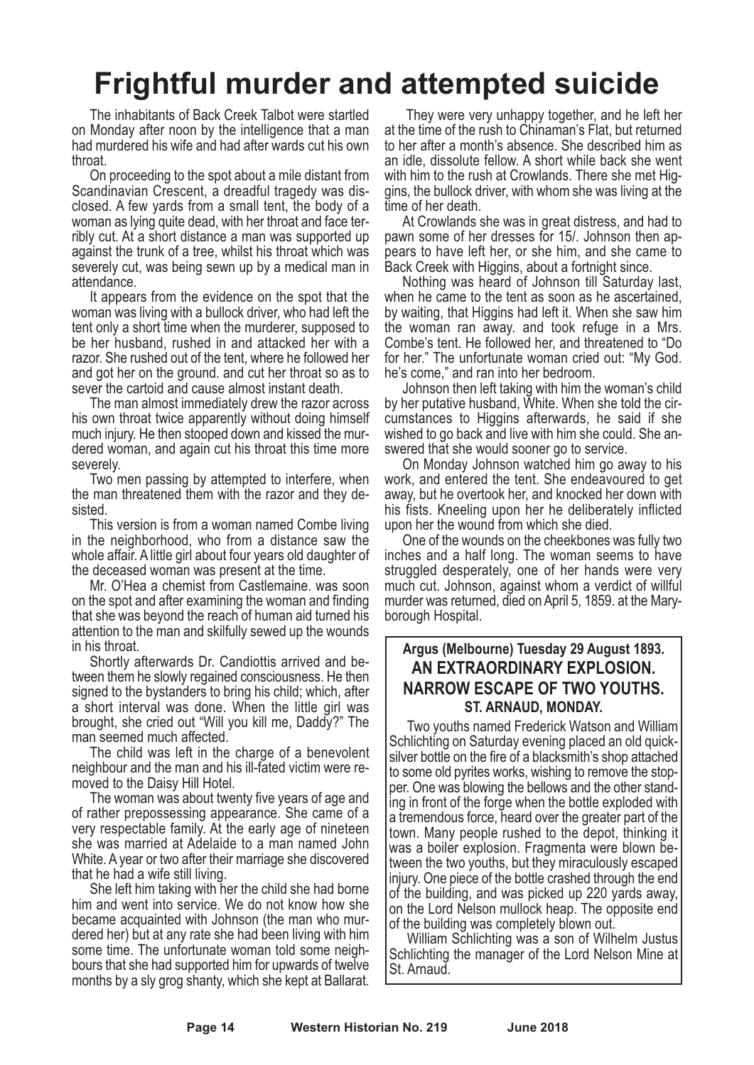# Frightful murder and attempted suicide

The inhabitants of Back Creek Talbot were startled on Monday after noon by the intelligence that a man had murdered his wife and had after wards cut his own throat.

On proceeding to the spot about a mile distant from Scandinavian Crescent, a dreadful tragedy was disclosed. A few yards from a small tent, the body of a woman as lying quite dead, with her throat and face terribly cut. At a short distance a man was supported up against the trunk of a tree, whilst his throat which was severely cut, was being sewn up by a medical man in attendance.

It appears from the evidence on the spot that the woman was living with a bullock driver, who had left the tent only a short time when the murderer, supposed to be her husband, rushed in and attacked her with a razor. She rushed out of the tent, where he followed her and got her on the ground. and cut her throat so as to sever the cartoid and cause almost instant death.

The man almost immediately drew the razor across his own throat twice apparently without doing himself much injury. He then stooped down and kissed the murdered woman, and again cut his throat this time more severely.

Two men passing by attempted to interfere, when the man threatened them with the razor and they desisted.

This version is from a woman named Combe living in the neighborhood, who from a distance saw the whole affair. A little girl about four years old daughter of the deceased woman was present at the time.

Mr. O'Hea a chemist from Castlemaine. was soon on the spot and after examining the woman and finding that she was beyond the reach of human aid turned his attention to the man and skilfully sewed up the wounds in his throat.

Shortly afterwards Dr. Candiottis arrived and between them he slowly regained consciousness. He then signed to the bystanders to bring his child; which, after a short interval was done. When the little girl was brought, she cried out "Will you kill me, Daddy?" The man seemed much affected.

The child was left in the charge of a benevolent neighbour and the man and his ill-fated victim were removed to the Daisy Hill Hotel.

The woman was about twenty five years of age and of rather prepossessing appearance. She came of a very respectable family. At the early age of nineteen she was married at Adelaide to a man named John White. A year or two after their marriage she discovered that he had a wife still living.

She left him taking with her the child she had borne him and went into service. We do not know how she became acquainted with Johnson (the man who murdered her) but at any rate she had been living with him some time. The unfortunate woman told some neighbours that she had supported him for upwards of twelve months by a sly grog shanty, which she kept at Ballarat.

They were very unhappy together, and he left her at the time of the rush to Chinaman's Flat, but returned to her after a month's absence. She described him as an idle, dissolute fellow. A short while back she went with him to the rush at Crowlands. There she met Higgins, the bullock driver, with whom she was living at the time of her death.

At Crowlands she was in great distress, and had to pawn some of her dresses for 15/. Johnson then appears to have left her, or she him, and she came to Back Creek with Higgins, about a fortnight since.

Nothing was heard of Johnson till Saturday last, when he came to the tent as soon as he ascertained, by waiting, that Higgins had left it. When she saw him the woman ran away. and took refuge in a Mrs. Combe's tent. He followed her, and threatened to "Do for her." The unfortunate woman cried out: "My God. he's come," and ran into her bedroom.

Johnson then left taking with him the woman's child by her putative husband, White. When she told the circumstances to Higgins afterwards, he said if she wished to go back and live with him she could. She answered that she would sooner go to service.

On Monday Johnson watched him go away to his work, and entered the tent. She endeavoured to get away, but he overtook her, and knocked her down with his fists. Kneeling upon her he deliberately inflicted upon her the wound from which she died.

One of the wounds on the cheekbones was fully two inches and a half long. The woman seems to have struggled desperately, one of her hands were very much cut. Johnson, against whom a verdict of willful murder was returned, died on April 5, 1859. at the Maryborough Hospital.

**Argus (Melbourne) Tuesday 29 August 1893.**

## AN EXTRAORDINARY EXPLOSION.
## NARROW ESCAPE OF TWO YOUTHS.
### ST. ARNAUD, MONDAY.

Two youths named Frederick Watson and William Schlichting on Saturday evening placed an old quicksilver bottle on the fire of a blacksmith's shop attached to some old pyrites works, wishing to remove the stopper. One was blowing the bellows and the other standing in front of the forge when the bottle exploded with a tremendous force, heard over the greater part of the town. Many people rushed to the depot, thinking it was a boiler explosion. Fragmenta were blown between the two youths, but they miraculously escaped injury. One piece of the bottle crashed through the end of the building, and was picked up 220 yards away, on the Lord Nelson mullock heap. The opposite end of the building was completely blown out.

William Schlichting was a son of Wilhelm Justus Schlichting the manager of the Lord Nelson Mine at St. Arnaud.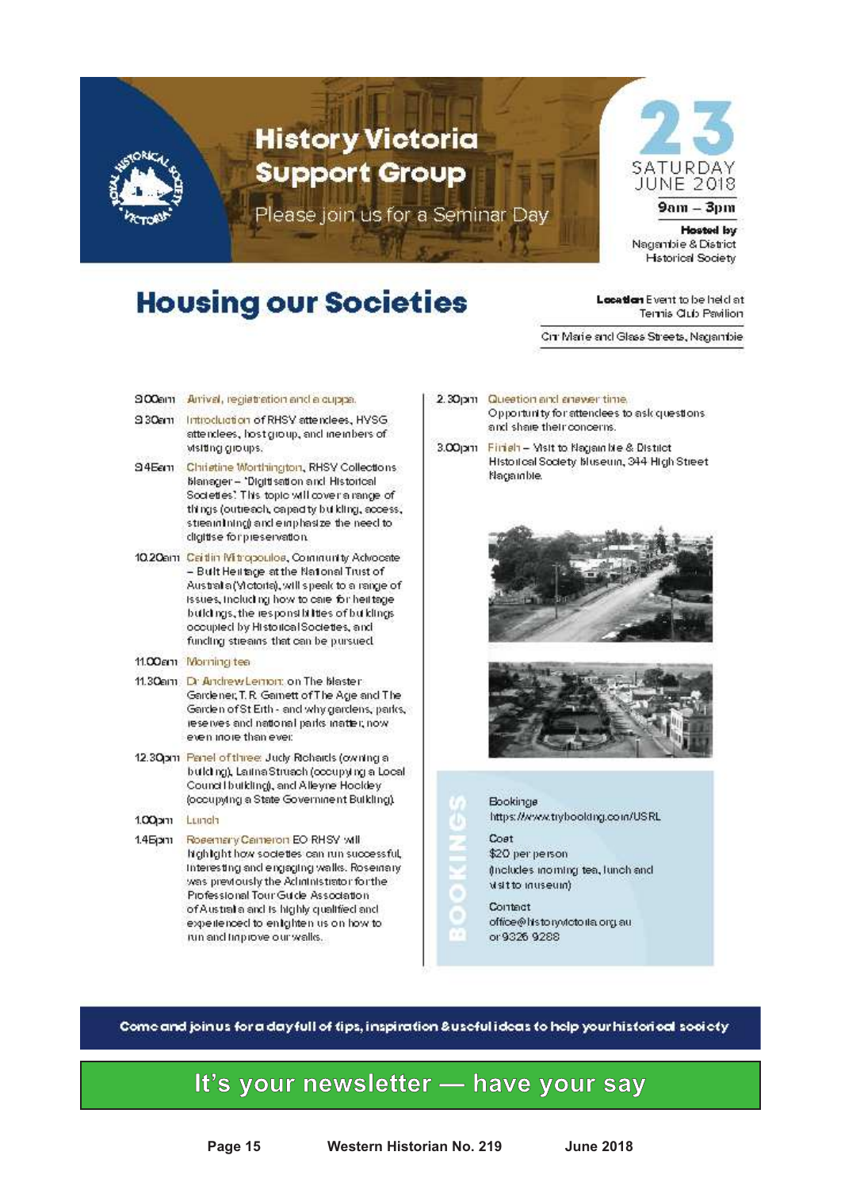# History Victoria Support Group

Please join us for a Seminar Day

**23** SATURDAY JUNE 2018

**9am – 3pm**

**Hosted by** Nagambie & District Historical Society

## Housing our Societies

**Location** Event to be held at Tennis Club Pavilion

Cnr Marie and Glass Streets, Nagambie

**9.00am** Arrival, registration and a cuppa.

**9.30am** Introduction of RHSV attendees, HVSG attendees, host group, and members of visiting groups.

**9.45am** Christine Worthington, RHSV Collections Manager – 'Digitisation and Historical Societies'. This topic will cover a range of things (outreach, capacity building, access, streamlining) and emphasize the need to digitise for preservation.

**10.20am** Caitlin Mitropoulos, Community Advocate – Built Heritage at the National Trust of Australia (Victoria), will speak to a range of issues, including how to care for heritage buildings, the responsibilities of buildings occupied by Historical Societies, and funding streams that can be pursued.

**11.00am** Morning tea

**11.30am** Dr Andrew Lemon: on The Master Gardener, T.R. Garnett of The Age and The Garden of St Erth - and why gardens, parks, reserves and national parks matter, now even more than ever.

**12.30pm** Panel of three: Judy Richards (owning a building), Laima Strauch (occupying a Local Council building), and Alleyne Hockley (occupying a State Government Building).

**1.00pm** Lunch

**1.45pm** Rosemary Cameron EO RHSV will highlight how societies can run successful, interesting and engaging walks. Rosemary was previously the Administrator for the Professional Tour Guide Association of Australia and is highly qualified and experienced to enlighten us on how to run and improve our walks.

**2.30pm** Question and answer time. Opportunity for attendees to ask questions and share their concerns.

**3.00pm** Finish – Visit to Nagambie & District Historical Society Museum, 344 High Street Nagambie.

### BOOKINGS

Bookings
https://www.trybooking.com/USRL

Cost
$20 per person
(includes morning tea, lunch and visit to museum)

Contact
office@historyvictoria.org.au
or 9326 9288

**Come and join us for a day full of tips, inspiration & useful ideas to help your historical society**

## It's your newsletter — have your say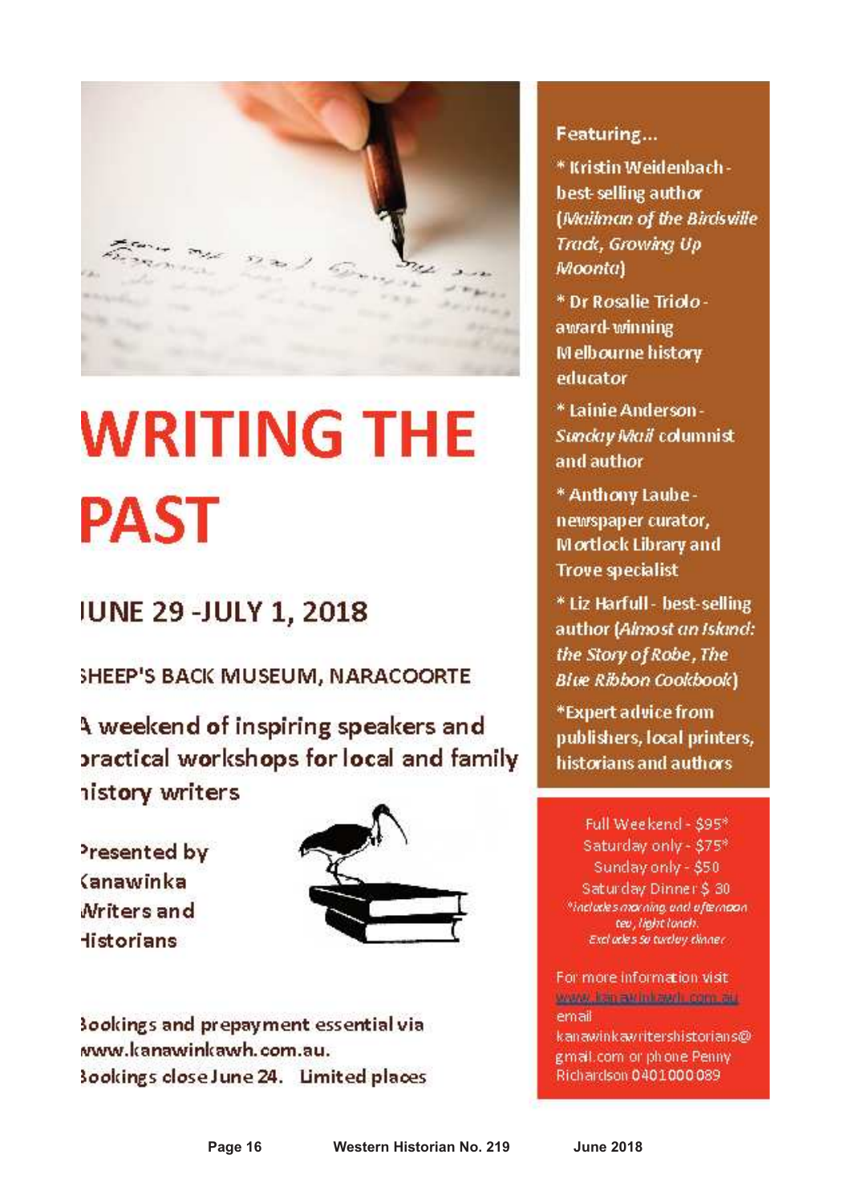# WRITING THE PAST

## JUNE 29 -JULY 1, 2018

**SHEEP'S BACK MUSEUM, NARACOORTE**

A weekend of inspiring speakers and practical workshops for local and family history writers

Presented by Kanawinka Writers and Historians

Bookings and prepayment essential via www.kanawinkawh.com.au.
Bookings close June 24. Limited places

**Featuring...**

* Kristin Weidenbach - best-selling author (*Mailman of the Birdsville Track, Growing Up Moonta*)

* Dr Rosalie Triolo - award-winning Melbourne history educator

* Lainie Anderson - *Sunday Mail* columnist and author

* Anthony Laube - newspaper curator, Mortlock Library and Trove specialist

* Liz Harfull - best-selling author (*Almost an Island: the Story of Robe, The Blue Ribbon Cookbook*)

*Expert advice from publishers, local printers, historians and authors

Full Weekend - $95*
Saturday only - $75*
Sunday only - $50
Saturday Dinner $ 30
*includes morning and afternoon tea, light lunch.
Excludes Saturday dinner

For more information visit www.kanawinkawh.com.au email kanawinkawritershistorians@gmail.com or phone Penny Richardson 0401000089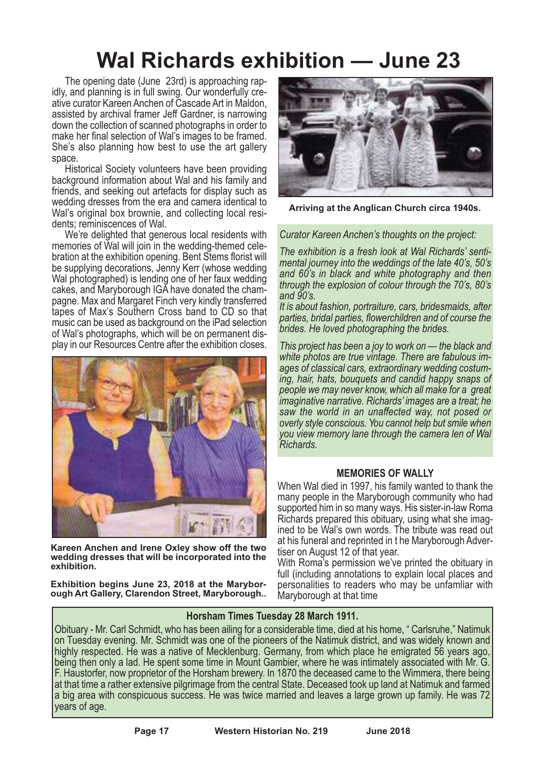# Wal Richards exhibition — June 23

The opening date (June 23rd) is approaching rapidly, and planning is in full swing. Our wonderfully creative curator Kareen Anchen of Cascade Art in Maldon, assisted by archival framer Jeff Gardner, is narrowing down the collection of scanned photographs in order to make her final selection of Wal's images to be framed. She's also planning how best to use the art gallery space.

Historical Society volunteers have been providing background information about Wal and his family and friends, and seeking out artefacts for display such as wedding dresses from the era and camera identical to Wal's original box brownie, and collecting local residents; reminiscences of Wal.

We're delighted that generous local residents with memories of Wal will join in the wedding-themed celebration at the exhibition opening. Bent Stems florist will be supplying decorations, Jenny Kerr (whose wedding Wal photographed) is lending one of her faux wedding cakes, and Maryborough IGA have donated the champagne. Max and Margaret Finch very kindly transferred tapes of Max's Southern Cross band to CD so that music can be used as background on the iPad selection of Wal's photographs, which will be on permanent display in our Resources Centre after the exhibition closes.

**Kareen Anchen and Irene Oxley show off the two wedding dresses that will be incorporated into the exhibition.**

**Exhibition begins June 23, 2018 at the Maryborough Art Gallery, Clarendon Street, Maryborough..**

**Arriving at the Anglican Church circa 1940s.**

*Curator Kareen Anchen's thoughts on the project:*

*The exhibition is a fresh look at Wal Richards' sentimental journey into the weddings of the late 40's, 50's and 60's in black and white photography and then through the explosion of colour through the 70's, 80's and 90's.*

*It is about fashion, portraiture, cars, bridesmaids, after parties, bridal parties, flowerchildren and of course the brides. He loved photographing the brides.*

*This project has been a joy to work on — the black and white photos are true vintage. There are fabulous images of classical cars, extraordinary wedding costuming, hair, hats, bouquets and candid happy snaps of people we may never know, which all make for a great imaginative narrative. Richards' images are a treat; he saw the world in an unaffected way, not posed or overly style conscious. You cannot help but smile when you view memory lane through the camera len of Wal Richards.*

### MEMORIES OF WALLY

When Wal died in 1997, his family wanted to thank the many people in the Maryborough community who had supported him in so many ways. His sister-in-law Roma Richards prepared this obituary, using what she imagined to be Wal's own words. The tribute was read out at his funeral and reprinted in t he Maryborough Advertiser on August 12 of that year.

With Roma's permission we've printed the obituary in full (including annotations to explain local places and personalities to readers who may be unfamliar with Maryborough at that time

**Horsham Times Tuesday 28 March 1911.**

Obituary - Mr. Carl Schmidt, who has been ailing for a considerable time, died at his home, " Carlsruhe," Natimuk on Tuesday evening. Mr. Schmidt was one of the pioneers of the Natimuk district, and was widely known and highly respected. He was a native of Mecklenburg. Germany, from which place he emigrated 56 years ago, being then only a lad. He spent some time in Mount Gambier, where he was intimately associated with Mr. G. F. Haustorfer, now proprietor of the Horsham brewery. In 1870 the deceased came to the Wimmera, there being at that time a rather extensive pilgrimage from the central State. Deceased took up land at Natimuk and farmed a big area with conspicuous success. He was twice married and leaves a large grown up family. He was 72 years of age.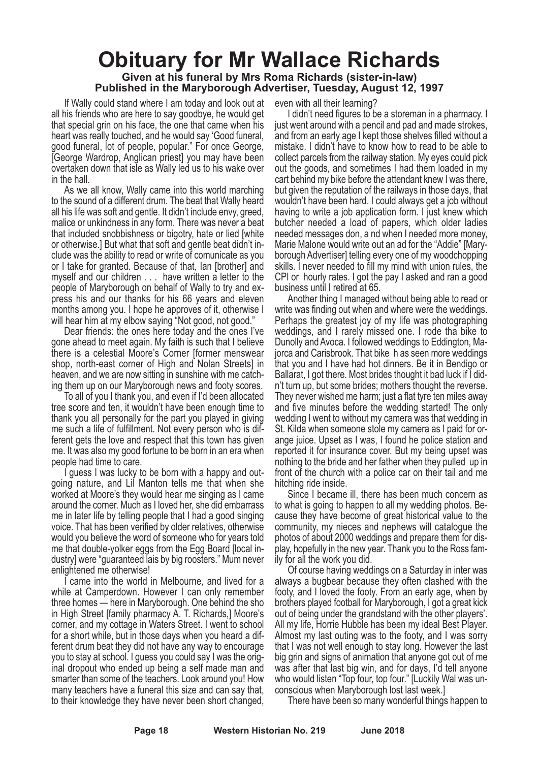# Obituary for Mr Wallace Richards

**Given at his funeral by Mrs Roma Richards (sister-in-law)**
**Published in the Maryborough Advertiser, Tuesday, August 12, 1997**

If Wally could stand where I am today and look out at all his friends who are here to say goodbye, he would get that special grin on his face, the one that came when his heart was really touched, and he would say 'Good funeral, good funeral, lot of people, popular." For once George, [George Wardrop, Anglican priest] you may have been overtaken down that isle as Wally led us to his wake over in the hall.

As we all know, Wally came into this world marching to the sound of a different drum. The beat that Wally heard all his life was soft and gentle. It didn't include envy, greed, malice or unkindness in any form. There was never a beat that included snobbishness or bigotry, hate or lied [white or otherwise.] But what that soft and gentle beat didn't include was the ability to read or write of comunicate as you or I take for granted. Because of that, Ian [brother] and myself and our children . . . have written a letter to the people of Maryborough on behalf of Wally to try and express his and our thanks for his 66 years and eleven months among you. I hope he approves of it, otherwise I will hear him at my elbow saying "Not good, not good."

Dear friends: the ones here today and the ones I've gone ahead to meet again. My faith is such that I believe there is a celestial Moore's Corner [former menswear shop, north-east corner of High and Nolan Streets] in heaven, and we are now sitting in sunshine with me catching them up on our Maryborough news and footy scores.

To all of you I thank you, and even if I'd been allocated tree score and ten, it wouldn't have been enough time to thank you all personally for the part you played in giving me such a life of fulfillment. Not every person who is different gets the love and respect that this town has given me. It was also my good fortune to be born in an era when people had time to care.

I guess I was lucky to be born with a happy and outgoing nature, and Lil Manton tells me that when she worked at Moore's they would hear me singing as I came around the corner. Much as I loved her, she did embarrass me in later life by telling people that I had a good singing voice. That has been verified by older relatives, otherwise would you believe the word of someone who for years told me that double-yolker eggs from the Egg Board [local industry] were "guaranteed lais by big roosters." Mum never enlightened me otherwise!

I came into the world in Melbourne, and lived for a while at Camperdown. However I can only remember three homes — here in Maryborough. One behind the sho in High Street [family pharmacy A. T. Richards,] Moore's corner, and my cottage in Waters Street. I went to school for a short while, but in those days when you heard a different drum beat they did not have any way to encourage you to stay at school. I guess you could say I was the original dropout who ended up being a self made man and smarter than some of the teachers. Look around you! How many teachers have a funeral this size and can say that, to their knowledge they have never been short changed, even with all their learning?

I didn't need figures to be a storeman in a pharmacy. I just went around with a pencil and pad and made strokes, and from an early age I kept those shelves filled without a mistake. I didn't have to know how to read to be able to collect parcels from the railway station. My eyes could pick out the goods, and sometimes I had them loaded in my cart behind my bike before the attendant knew I was there, but given the reputation of the railways in those days, that wouldn't have been hard. I could always get a job without having to write a job application form. I just knew which butcher needed a load of papers, which older ladies needed messages don, a nd when I needed more money, Marie Malone would write out an ad for the "Addie" [Maryborough Advertiser] telling every one of my woodchopping skills. I never needed to fill my mind with union rules, the CPI or hourly rates. I got the pay I asked and ran a good business until I retired at 65.

Another thing I managed without being able to read or write was finding out when and where were the weddings. Perhaps the greatest joy of my life was photographing weddings, and I rarely missed one. I rode tha bike to Dunolly and Avoca. I followed weddings to Eddington, Majorca and Carisbrook. That bike h as seen more weddings that you and I have had hot dinners. Be it in Bendigo or Ballarat, I got there. Most brides thought it bad luck if I didn't turn up, but some brides; mothers thought the reverse. They never wished me harm; just a flat tyre ten miles away and five minutes before the wedding started! The only wedding I went to without my camera was that wedding in St. Kilda when someone stole my camera as I paid for orange juice. Upset as I was, I found he police station and reported it for insurance cover. But my being upset was nothing to the bride and her father when they pulled up in front of the church with a police car on their tail and me hitching ride inside.

Since I became ill, there has been much concern as to what is going to happen to all my wedding photos. Because they have become of great historical value to the community, my nieces and nephews will catalogue the photos of about 2000 weddings and prepare them for display, hopefully in the new year. Thank you to the Ross family for all the work you did.

Of course having weddings on a Saturday in inter was always a bugbear because they often clashed with the footy, and I loved the footy. From an early age, when by brothers played football for Maryborough, I got a great kick out of being under the grandstand with the other players'. All my life, Horrie Hubble has been my ideal Best Player. Almost my last outing was to the footy, and I was sorry that I was not well enough to stay long. However the last big grin and signs of animation that anyone got out of me was after that last big win, and for days, I'd tell anyone who would listen "Top four, top four." [Luckily Wal was unconscious when Maryborough lost last week.]

There have been so many wonderful things happen to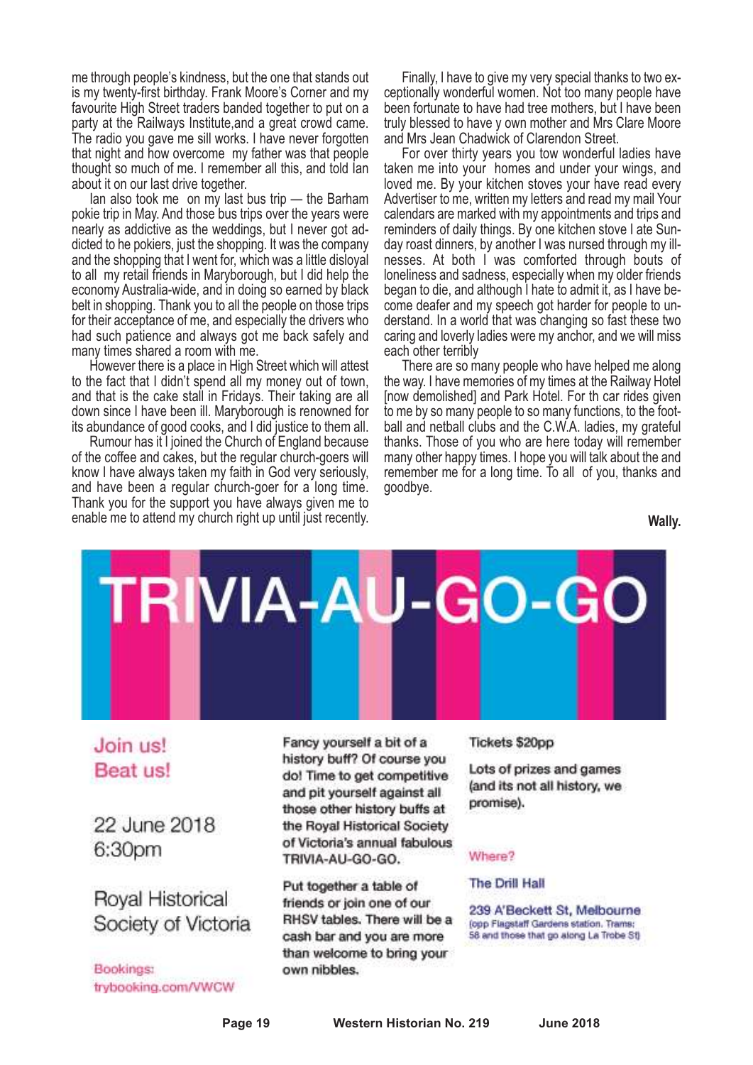me through people's kindness, but the one that stands out is my twenty-first birthday. Frank Moore's Corner and my favourite High Street traders banded together to put on a party at the Railways Institute,and a great crowd came. The radio you gave me sill works. I have never forgotten that night and how overcome my father was that people thought so much of me. I remember all this, and told Ian about it on our last drive together.

Ian also took me on my last bus trip — the Barham pokie trip in May. And those bus trips over the years were nearly as addictive as the weddings, but I never got addicted to he pokiers, just the shopping. It was the company and the shopping that I went for, which was a little disloyal to all my retail friends in Maryborough, but I did help the economy Australia-wide, and in doing so earned by black belt in shopping. Thank you to all the people on those trips for their acceptance of me, and especially the drivers who had such patience and always got me back safely and many times shared a room with me.

However there is a place in High Street which will attest to the fact that I didn't spend all my money out of town, and that is the cake stall in Fridays. Their taking are all down since I have been ill. Maryborough is renowned for its abundance of good cooks, and I did justice to them all.

Rumour has it I joined the Church of England because of the coffee and cakes, but the regular church-goers will know I have always taken my faith in God very seriously, and have been a regular church-goer for a long time. Thank you for the support you have always given me to enable me to attend my church right up until just recently.

Finally, I have to give my very special thanks to two exceptionally wonderful women. Not too many people have been fortunate to have had tree mothers, but I have been truly blessed to have y own mother and Mrs Clare Moore and Mrs Jean Chadwick of Clarendon Street.

For over thirty years you tow wonderful ladies have taken me into your homes and under your wings, and loved me. By your kitchen stoves your have read every Advertiser to me, written my letters and read my mail Your calendars are marked with my appointments and trips and reminders of daily things. By one kitchen stove I ate Sunday roast dinners, by another I was nursed through my illnesses. At both I was comforted through bouts of loneliness and sadness, especially when my older friends began to die, and although I hate to admit it, as I have become deafer and my speech got harder for people to understand. In a world that was changing so fast these two caring and loverly ladies were my anchor, and we will miss each other terribly

There are so many people who have helped me along the way. I have memories of my times at the Railway Hotel [now demolished] and Park Hotel. For th car rides given to me by so many people to so many functions, to the football and netball clubs and the C.W.A. ladies, my grateful thanks. Those of you who are here today will remember many other happy times. I hope you will talk about the and remember me for a long time. To all of you, thanks and goodbye.

**Wally.**

# TRIVIA-AU-GO-GO

## Join us! Beat us!

22 June 2018
6:30pm

Royal Historical Society of Victoria

Bookings: trybooking.com/VWCW

Fancy yourself a bit of a history buff? Of course you do! Time to get competitive and pit yourself against all those other history buffs at the Royal Historical Society of Victoria's annual fabulous TRIVIA-AU-GO-GO.

Put together a table of friends or join one of our RHSV tables. There will be a cash bar and you are more than welcome to bring your own nibbles.

Tickets $20pp

Lots of prizes and games (and its not all history, we promise).

Where?

The Drill Hall

239 A'Beckett St, Melbourne (opp Flagstaff Gardens station. Trams: 58 and those that go along La Trobe St)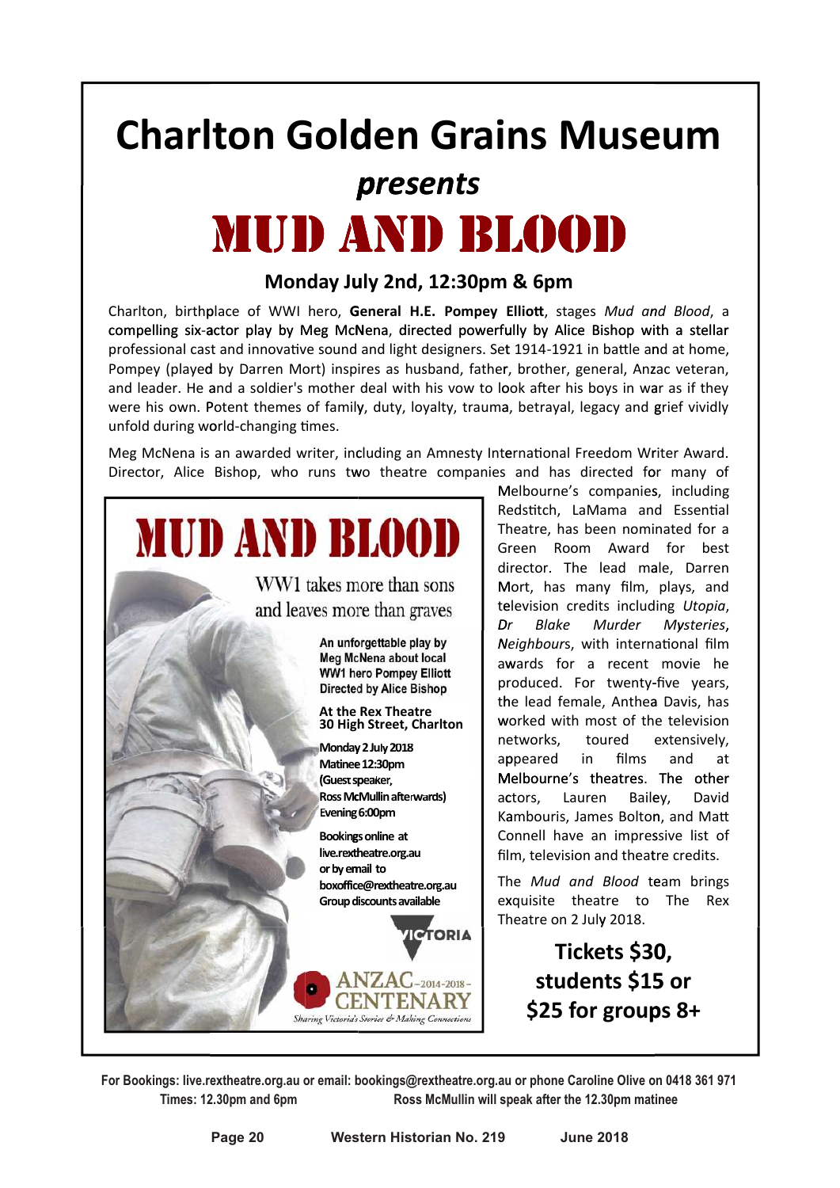# Charlton Golden Grains Museum

## *presents*

# MUD AND BLOOD

### Monday July 2nd, 12:30pm & 6pm

Charlton, birthplace of WWI hero, **General H.E. Pompey Elliott**, stages *Mud and Blood*, a compelling six-actor play by Meg McNena, directed powerfully by Alice Bishop with a stellar professional cast and innovative sound and light designers. Set 1914-1921 in battle and at home, Pompey (played by Darren Mort) inspires as husband, father, brother, general, Anzac veteran, and leader. He and a soldier's mother deal with his vow to look after his boys in war as if they were his own. Potent themes of family, duty, loyalty, trauma, betrayal, legacy and grief vividly unfold during world-changing times.

Meg McNena is an awarded writer, including an Amnesty International Freedom Writer Award. Director, Alice Bishop, who runs two theatre companies and has directed for many of Melbourne's companies, including Redstitch, LaMama and Essential Theatre, has been nominated for a Green Room Award for best director. The lead male, Darren Mort, has many film, plays, and television credits including *Utopia*, *Dr Blake Murder Mysteries*, *Neighbours*, with international film awards for a recent movie he produced. For twenty-five years, the lead female, Anthea Davis, has worked with most of the television networks, toured extensively, appeared in films and at Melbourne's theatres. The other actors, Lauren Bailey, David Kambouris, James Bolton, and Matt Connell have an impressive list of film, television and theatre credits.

The *Mud and Blood* team brings exquisite theatre to The Rex Theatre on 2 July 2018.

## MUD AND BLOOD

WW1 takes more than sons and leaves more than graves

**An unforgettable play by Meg McNena about local WW1 hero Pompey Elliott Directed by Alice Bishop**

**At the Rex Theatre**
**30 High Street, Charlton**

**Monday 2 July 2018**
**Matinee 12:30pm**
**(Guest speaker, Ross McMullin afterwards)**
**Evening 6:00pm**

**Bookings online at live.rextheatre.org.au or by email to boxoffice@rextheatre.org.au**
**Group discounts available**

VICTORIA

ANZAC 2014-2018 CENTENARY
*Sharing Victoria's Stories & Making Connections*

### Tickets $30, students $15 or $25 for groups 8+

**For Bookings: live.rextheatre.org.au or email: bookings@rextheatre.org.au or phone Caroline Olive on 0418 361 971**
**Times: 12.30pm and 6pm — Ross McMullin will speak after the 12.30pm matinee**